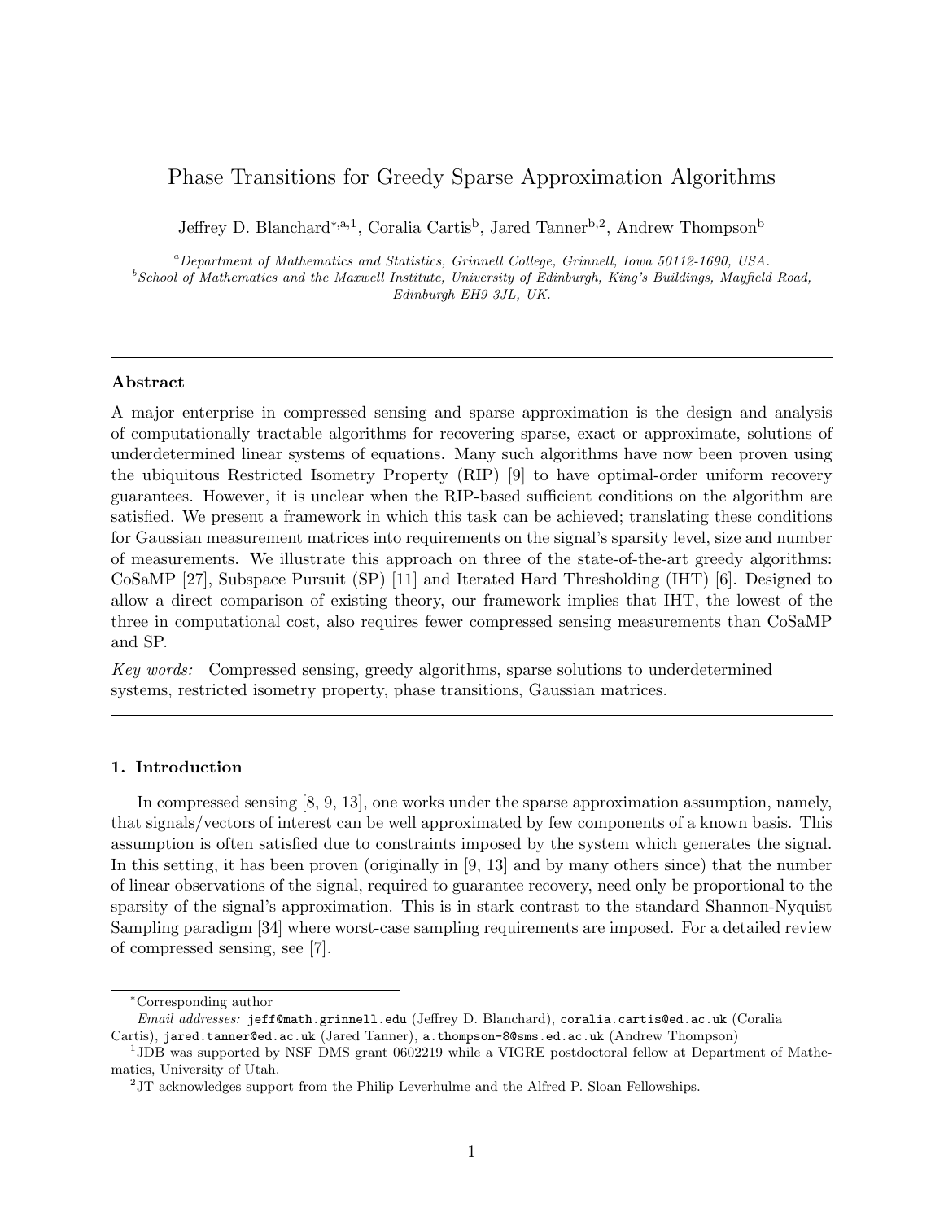# Phase Transitions for Greedy Sparse Approximation Algorithms

Jeffrey D. Blanchard[*,a,1], Coralia Cartis[b], Jared Tanner[b,2], Andrew Thompson[b]

[a] *Department of Mathematics and Statistics, Grinnell College, Grinnell, Iowa 50112-1690, USA.*
[b] *School of Mathematics and the Maxwell Institute, University of Edinburgh, King's Buildings, Mayfield Road, Edinburgh EH9 3JL, UK.*

---

### Abstract

A major enterprise in compressed sensing and sparse approximation is the design and analysis of computationally tractable algorithms for recovering sparse, exact or approximate, solutions of underdetermined linear systems of equations. Many such algorithms have now been proven using the ubiquitous Restricted Isometry Property (RIP) [9] to have optimal-order uniform recovery guarantees. However, it is unclear when the RIP-based sufficient conditions on the algorithm are satisfied. We present a framework in which this task can be achieved; translating these conditions for Gaussian measurement matrices into requirements on the signal's sparsity level, size and number of measurements. We illustrate this approach on three of the state-of-the-art greedy algorithms: CoSaMP [27], Subspace Pursuit (SP) [11] and Iterated Hard Thresholding (IHT) [6]. Designed to allow a direct comparison of existing theory, our framework implies that IHT, the lowest of the three in computational cost, also requires fewer compressed sensing measurements than CoSaMP and SP.

*Key words:* Compressed sensing, greedy algorithms, sparse solutions to underdetermined systems, restricted isometry property, phase transitions, Gaussian matrices.

---

### 1. Introduction

In compressed sensing [8, 9, 13], one works under the sparse approximation assumption, namely, that signals/vectors of interest can be well approximated by few components of a known basis. This assumption is often satisfied due to constraints imposed by the system which generates the signal. In this setting, it has been proven (originally in [9, 13] and by many others since) that the number of linear observations of the signal, required to guarantee recovery, need only be proportional to the sparsity of the signal's approximation. This is in stark contrast to the standard Shannon-Nyquist Sampling paradigm [34] where worst-case sampling requirements are imposed. For a detailed review of compressed sensing, see [7].

---

[*] Corresponding author
*Email addresses:* jeff@math.grinnell.edu (Jeffrey D. Blanchard), coralia.cartis@ed.ac.uk (Coralia Cartis), jared.tanner@ed.ac.uk (Jared Tanner), a.thompson-8@sms.ed.ac.uk (Andrew Thompson)
[1] JDB was supported by NSF DMS grant 0602219 while a VIGRE postdoctoral fellow at Department of Mathematics, University of Utah.
[2] JT acknowledges support from the Philip Leverhulme and the Alfred P. Sloan Fellowships.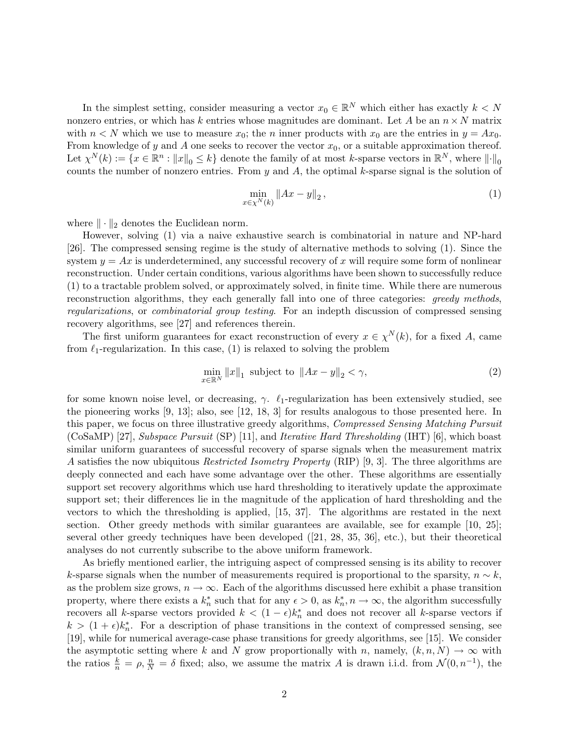In the simplest setting, consider measuring a vector $x_0 \in \mathbb{R}^N$ which either has exactly $k < N$ nonzero entries, or which has $k$ entries whose magnitudes are dominant. Let $A$ be an $n \times N$ matrix with $n < N$ which we use to measure $x_0$; the $n$ inner products with $x_0$ are the entries in $y = Ax_0$. From knowledge of $y$ and $A$ one seeks to recover the vector $x_0$, or a suitable approximation thereof. Let $\chi^N(k) := \{x \in \mathbb{R}^n : \|x\|_0 \leq k\}$ denote the family of at most $k$-sparse vectors in $\mathbb{R}^N$, where $\|\cdot\|_0$ counts the number of nonzero entries. From $y$ and $A$, the optimal $k$-sparse signal is the solution of

$$\min_{x \in \chi^N(k)} \|Ax - y\|_2 , \tag{1}$$

where $\|\cdot\|_2$ denotes the Euclidean norm.

However, solving (1) via a naive exhaustive search is combinatorial in nature and NP-hard [26]. The compressed sensing regime is the study of alternative methods to solving (1). Since the system $y = Ax$ is underdetermined, any successful recovery of $x$ will require some form of nonlinear reconstruction. Under certain conditions, various algorithms have been shown to successfully reduce (1) to a tractable problem solved, or approximately solved, in finite time. While there are numerous reconstruction algorithms, they each generally fall into one of three categories: *greedy methods*, *regularizations*, or *combinatorial group testing*. For an indepth discussion of compressed sensing recovery algorithms, see [27] and references therein.

The first uniform guarantees for exact reconstruction of every $x \in \chi^N(k)$, for a fixed $A$, came from $\ell_1$-regularization. In this case, (1) is relaxed to solving the problem

$$\min_{x \in \mathbb{R}^N} \|x\|_1 \text{ subject to } \|Ax - y\|_2 < \gamma, \tag{2}$$

for some known noise level, or decreasing, $\gamma$. $\ell_1$-regularization has been extensively studied, see the pioneering works [9, 13]; also, see [12, 18, 3] for results analogous to those presented here. In this paper, we focus on three illustrative greedy algorithms, *Compressed Sensing Matching Pursuit* (CoSaMP) [27], *Subspace Pursuit* (SP) [11], and *Iterative Hard Thresholding* (IHT) [6], which boast similar uniform guarantees of successful recovery of sparse signals when the measurement matrix $A$ satisfies the now ubiquitous *Restricted Isometry Property* (RIP) [9, 3]. The three algorithms are deeply connected and each have some advantage over the other. These algorithms are essentially support set recovery algorithms which use hard thresholding to iteratively update the approximate support set; their differences lie in the magnitude of the application of hard thresholding and the vectors to which the thresholding is applied, [15, 37]. The algorithms are restated in the next section. Other greedy methods with similar guarantees are available, see for example [10, 25]; several other greedy techniques have been developed ([21, 28, 35, 36], etc.), but their theoretical analyses do not currently subscribe to the above uniform framework.

As briefly mentioned earlier, the intriguing aspect of compressed sensing is its ability to recover $k$-sparse signals when the number of measurements required is proportional to the sparsity, $n \sim k$, as the problem size grows, $n \to \infty$. Each of the algorithms discussed here exhibit a phase transition property, where there exists a $k_n^*$ such that for any $\epsilon > 0$, as $k_n^*, n \to \infty$, the algorithm successfully recovers all $k$-sparse vectors provided $k < (1 - \epsilon)k_n^*$ and does not recover all $k$-sparse vectors if $k > (1 + \epsilon)k_n^*$. For a description of phase transitions in the context of compressed sensing, see [19], while for numerical average-case phase transitions for greedy algorithms, see [15]. We consider the asymptotic setting where $k$ and $N$ grow proportionally with $n$, namely, $(k, n, N) \to \infty$ with the ratios $\frac{k}{n} = \rho$, $\frac{n}{N} = \delta$ fixed; also, we assume the matrix $A$ is drawn i.i.d. from $\mathcal{N}(0, n^{-1})$, the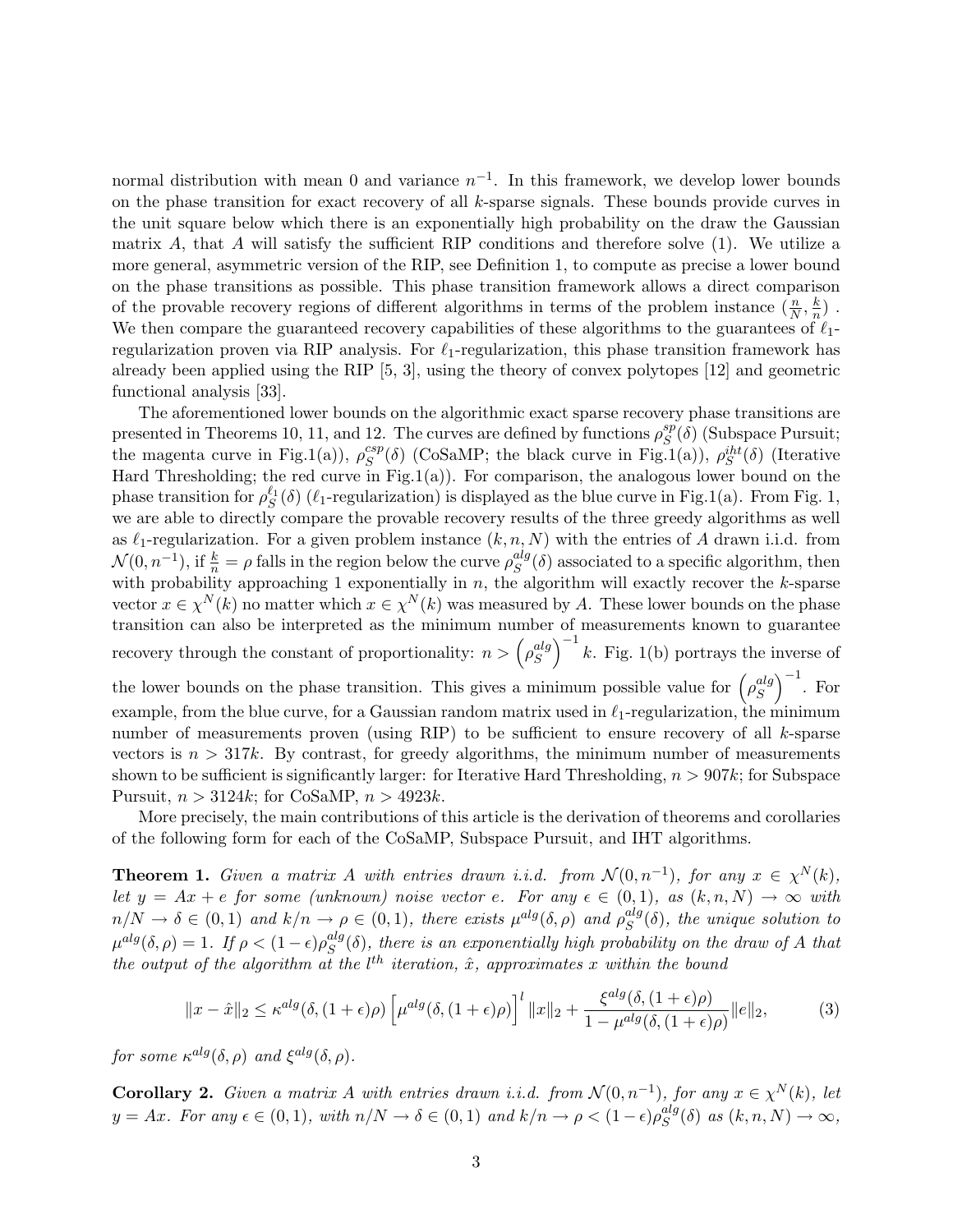normal distribution with mean 0 and variance $n^{-1}$. In this framework, we develop lower bounds on the phase transition for exact recovery of all $k$-sparse signals. These bounds provide curves in the unit square below which there is an exponentially high probability on the draw the Gaussian matrix $A$, that $A$ will satisfy the sufficient RIP conditions and therefore solve (1). We utilize a more general, asymmetric version of the RIP, see Definition 1, to compute as precise a lower bound on the phase transitions as possible. This phase transition framework allows a direct comparison of the provable recovery regions of different algorithms in terms of the problem instance $\left(\frac{n}{N}, \frac{k}{n}\right)$. We then compare the guaranteed recovery capabilities of these algorithms to the guarantees of $\ell_1$-regularization proven via RIP analysis. For $\ell_1$-regularization, this phase transition framework has already been applied using the RIP [5, 3], using the theory of convex polytopes [12] and geometric functional analysis [33].

The aforementioned lower bounds on the algorithmic exact sparse recovery phase transitions are presented in Theorems 10, 11, and 12. The curves are defined by functions $\rho_S^{sp}(\delta)$ (Subspace Pursuit; the magenta curve in Fig.1(a)), $\rho_S^{csp}(\delta)$ (CoSaMP; the black curve in Fig.1(a)), $\rho_S^{iht}(\delta)$ (Iterative Hard Thresholding; the red curve in Fig.1(a)). For comparison, the analogous lower bound on the phase transition for $\rho_S^{\ell_1}(\delta)$ ($\ell_1$-regularization) is displayed as the blue curve in Fig.1(a). From Fig. 1, we are able to directly compare the provable recovery results of the three greedy algorithms as well as $\ell_1$-regularization. For a given problem instance $(k, n, N)$ with the entries of $A$ drawn i.i.d. from $\mathcal{N}(0, n^{-1})$, if $\frac{k}{n} = \rho$ falls in the region below the curve $\rho_S^{alg}(\delta)$ associated to a specific algorithm, then with probability approaching 1 exponentially in $n$, the algorithm will exactly recover the $k$-sparse vector $x \in \chi^N(k)$ no matter which $x \in \chi^N(k)$ was measured by $A$. These lower bounds on the phase transition can also be interpreted as the minimum number of measurements known to guarantee recovery through the constant of proportionality: $n > \left(\rho_S^{alg}\right)^{-1} k$. Fig. 1(b) portrays the inverse of the lower bounds on the phase transition. This gives a minimum possible value for $\left(\rho_S^{alg}\right)^{-1}$. For example, from the blue curve, for a Gaussian random matrix used in $\ell_1$-regularization, the minimum number of measurements proven (using RIP) to be sufficient to ensure recovery of all $k$-sparse vectors is $n > 317k$. By contrast, for greedy algorithms, the minimum number of measurements shown to be sufficient is significantly larger: for Iterative Hard Thresholding, $n > 907k$; for Subspace Pursuit, $n > 3124k$; for CoSaMP, $n > 4923k$.

More precisely, the main contributions of this article is the derivation of theorems and corollaries of the following form for each of the CoSaMP, Subspace Pursuit, and IHT algorithms.

**Theorem 1.** *Given a matrix $A$ with entries drawn i.i.d. from $\mathcal{N}(0, n^{-1})$, for any $x \in \chi^N(k)$, let $y = Ax + e$ for some (unknown) noise vector $e$. For any $\epsilon \in (0,1)$, as $(k, n, N) \to \infty$ with $n/N \to \delta \in (0,1)$ and $k/n \to \rho \in (0,1)$, there exists $\mu^{alg}(\delta, \rho)$ and $\rho_S^{alg}(\delta)$, the unique solution to $\mu^{alg}(\delta, \rho) = 1$. If $\rho < (1-\epsilon)\rho_S^{alg}(\delta)$, there is an exponentially high probability on the draw of $A$ that the output of the algorithm at the $l^{th}$ iteration, $\hat{x}$, approximates $x$ within the bound*

$$\|x - \hat{x}\|_2 \leq \kappa^{alg}(\delta, (1+\epsilon)\rho) \left[\mu^{alg}(\delta, (1+\epsilon)\rho)\right]^l \|x\|_2 + \frac{\xi^{alg}(\delta, (1+\epsilon)\rho)}{1 - \mu^{alg}(\delta, (1+\epsilon)\rho)} \|e\|_2, \tag{3}$$

*for some $\kappa^{alg}(\delta, \rho)$ and $\xi^{alg}(\delta, \rho)$.*

**Corollary 2.** *Given a matrix $A$ with entries drawn i.i.d. from $\mathcal{N}(0, n^{-1})$, for any $x \in \chi^N(k)$, let $y = Ax$. For any $\epsilon \in (0,1)$, with $n/N \to \delta \in (0,1)$ and $k/n \to \rho < (1-\epsilon)\rho_S^{alg}(\delta)$ as $(k, n, N) \to \infty$,*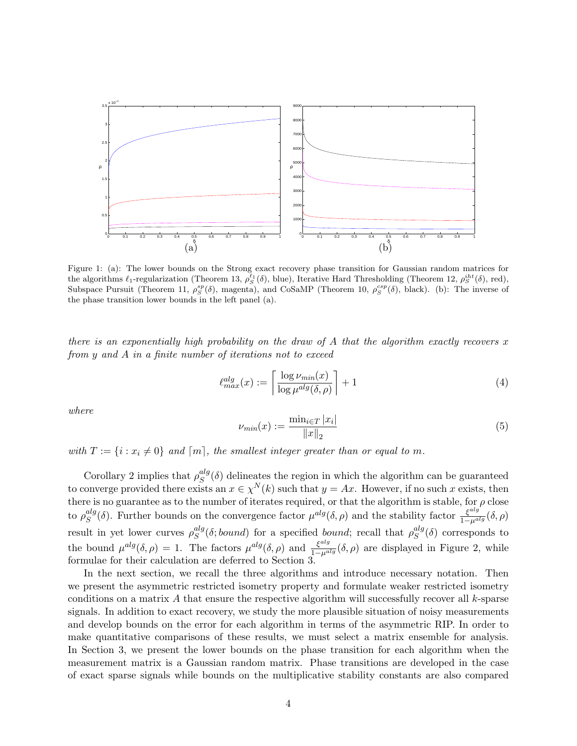Figure 1: (a): The lower bounds on the Strong exact recovery phase transition for Gaussian random matrices for the algorithms $\ell_1$-regularization (Theorem 13, $\rho_S^{\ell_1}(\delta)$, blue), Iterative Hard Thresholding (Theorem 12, $\rho_S^{iht}(\delta)$, red), Subspace Pursuit (Theorem 11, $\rho_S^{sp}(\delta)$, magenta), and CoSaMP (Theorem 10, $\rho_S^{csp}(\delta)$, black). (b): The inverse of the phase transition lower bounds in the left panel (a).

*there is an exponentially high probability on the draw of $A$ that the algorithm exactly recovers $x$ from $y$ and $A$ in a finite number of iterations not to exceed*

$$\ell_{max}^{alg}(x) := \left\lceil \frac{\log \nu_{min}(x)}{\log \mu^{alg}(\delta, \rho)} \right\rceil + 1 \tag{4}$$

*where*

$$\nu_{min}(x) := \frac{\min_{i \in T} |x_i|}{\|x\|_2} \tag{5}$$

*with $T := \{i : x_i \neq 0\}$ and $\lceil m \rceil$, the smallest integer greater than or equal to $m$.*

Corollary 2 implies that $\rho_S^{alg}(\delta)$ delineates the region in which the algorithm can be guaranteed to converge provided there exists an $x \in \chi^N(k)$ such that $y = Ax$. However, if no such $x$ exists, then there is no guarantee as to the number of iterates required, or that the algorithm is stable, for $\rho$ close to $\rho_S^{alg}(\delta)$. Further bounds on the convergence factor $\mu^{alg}(\delta, \rho)$ and the stability factor $\frac{\xi^{alg}}{1-\mu^{alg}}(\delta, \rho)$ result in yet lower curves $\rho_S^{alg}(\delta; bound)$ for a specified *bound*; recall that $\rho_S^{alg}(\delta)$ corresponds to the bound $\mu^{alg}(\delta, \rho) = 1$. The factors $\mu^{alg}(\delta, \rho)$ and $\frac{\xi^{alg}}{1-\mu^{alg}}(\delta, \rho)$ are displayed in Figure 2, while formulae for their calculation are deferred to Section 3.

In the next section, we recall the three algorithms and introduce necessary notation. Then we present the asymmetric restricted isometry property and formulate weaker restricted isometry conditions on a matrix $A$ that ensure the respective algorithm will successfully recover all $k$-sparse signals. In addition to exact recovery, we study the more plausible situation of noisy measurements and develop bounds on the error for each algorithm in terms of the asymmetric RIP. In order to make quantitative comparisons of these results, we must select a matrix ensemble for analysis. In Section 3, we present the lower bounds on the phase transition for each algorithm when the measurement matrix is a Gaussian random matrix. Phase transitions are developed in the case of exact sparse signals while bounds on the multiplicative stability constants are also compared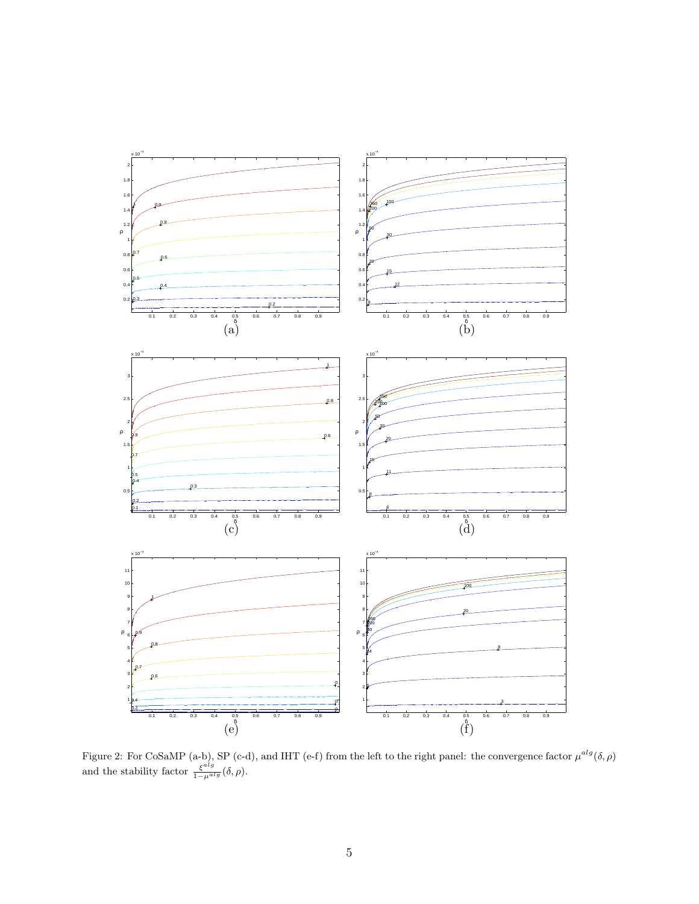Figure 2: For CoSaMP (a-b), SP (c-d), and IHT (e-f) from the left to the right panel: the convergence factor $\mu^{alg}(\delta,\rho)$ and the stability factor $\frac{\xi^{alg}}{1-\mu^{alg}}(\delta,\rho)$.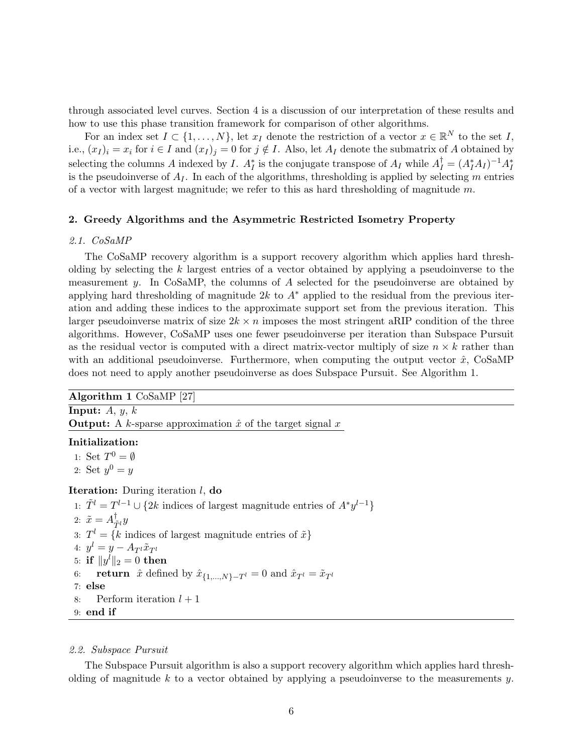through associated level curves. Section 4 is a discussion of our interpretation of these results and how to use this phase transition framework for comparison of other algorithms.

For an index set $I \subset \{1, \dots, N\}$, let $x_I$ denote the restriction of a vector $x \in \mathbb{R}^N$ to the set $I$, i.e., $(x_I)_i = x_i$ for $i \in I$ and $(x_I)_j = 0$ for $j \notin I$. Also, let $A_I$ denote the submatrix of $A$ obtained by selecting the columns $A$ indexed by $I$. $A_I^*$ is the conjugate transpose of $A_I$ while $A_I^\dagger = (A_I^* A_I)^{-1} A_I^*$ is the pseudoinverse of $A_I$. In each of the algorithms, thresholding is applied by selecting $m$ entries of a vector with largest magnitude; we refer to this as hard thresholding of magnitude $m$.

## 2. Greedy Algorithms and the Asymmetric Restricted Isometry Property

### *2.1. CoSaMP*

The CoSaMP recovery algorithm is a support recovery algorithm which applies hard thresholding by selecting the $k$ largest entries of a vector obtained by applying a pseudoinverse to the measurement $y$. In CoSaMP, the columns of $A$ selected for the pseudoinverse are obtained by applying hard thresholding of magnitude $2k$ to $A^*$ applied to the residual from the previous iteration and adding these indices to the approximate support set from the previous iteration. This larger pseudoinverse matrix of size $2k \times n$ imposes the most stringent aRIP condition of the three algorithms. However, CoSaMP uses one fewer pseudoinverse per iteration than Subspace Pursuit as the residual vector is computed with a direct matrix-vector multiply of size $n \times k$ rather than with an additional pseudoinverse. Furthermore, when computing the output vector $\hat{x}$, CoSaMP does not need to apply another pseudoinverse as does Subspace Pursuit. See Algorithm 1.

**Algorithm 1** CoSaMP [27]

**Input:** $A$, $y$, $k$

**Output:** A $k$-sparse approximation $\hat{x}$ of the target signal $x$

**Initialization:**

1: Set $T^0 = \emptyset$
2: Set $y^0 = y$

**Iteration:** During iteration $l$, **do**

1: $\tilde{T}^l = T^{l-1} \cup \{2k$ indices of largest magnitude entries of $A^* y^{l-1}\}$
2: $\tilde{x} = A_{\tilde{T}^l}^\dagger y$
3: $T^l = \{k$ indices of largest magnitude entries of $\tilde{x}\}$
4: $y^l = y - A_{T^l} \tilde{x}_{T^l}$
5: **if** $\|y^l\|_2 = 0$ **then**
6: &nbsp;&nbsp;&nbsp;&nbsp;**return** $\hat{x}$ defined by $\hat{x}_{\{1,\dots,N\}-T^l} = 0$ and $\hat{x}_{T^l} = \tilde{x}_{T^l}$
7: **else**
8: &nbsp;&nbsp;&nbsp;&nbsp;Perform iteration $l+1$
9: **end if**

### *2.2. Subspace Pursuit*

The Subspace Pursuit algorithm is also a support recovery algorithm which applies hard thresholding of magnitude $k$ to a vector obtained by applying a pseudoinverse to the measurements $y$.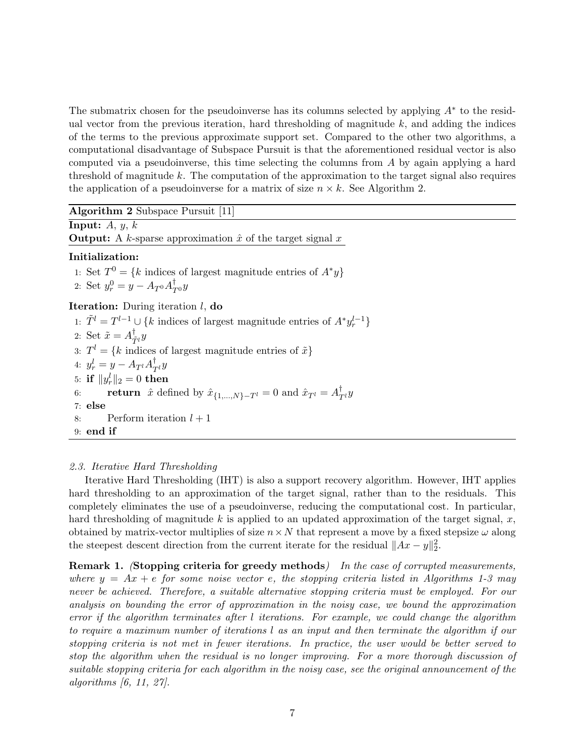The submatrix chosen for the pseudoinverse has its columns selected by applying $A^*$ to the residual vector from the previous iteration, hard thresholding of magnitude $k$, and adding the indices of the terms to the previous approximate support set. Compared to the other two algorithms, a computational disadvantage of Subspace Pursuit is that the aforementioned residual vector is also computed via a pseudoinverse, this time selecting the columns from $A$ by again applying a hard threshold of magnitude $k$. The computation of the approximation to the target signal also requires the application of a pseudoinverse for a matrix of size $n \times k$. See Algorithm 2.

**Algorithm 2** Subspace Pursuit [11]

**Input:** $A$, $y$, $k$

**Output:** A $k$-sparse approximation $\hat{x}$ of the target signal $x$

**Initialization:**

1: Set $T^0 = \{k$ indices of largest magnitude entries of $A^*y\}$
2: Set $y_r^0 = y - A_{T^0}A_{T^0}^\dagger y$

**Iteration:** During iteration $l$, **do**

1: $\tilde{T}^l = T^{l-1} \cup \{k$ indices of largest magnitude entries of $A^*y_r^{l-1}\}$
2: Set $\tilde{x} = A_{\tilde{T}^l}^\dagger y$
3: $T^l = \{k$ indices of largest magnitude entries of $\tilde{x}\}$
4: $y_r^l = y - A_{T^l}A_{T^l}^\dagger y$
5: **if** $\|y_r^l\|_2 = 0$ **then**
6: **return** $\hat{x}$ defined by $\hat{x}_{\{1,\ldots,N\}-T^l} = 0$ and $\hat{x}_{T^l} = A_{T^l}^\dagger y$
7: **else**
8: Perform iteration $l+1$
9: **end if**

### 2.3. Iterative Hard Thresholding

Iterative Hard Thresholding (IHT) is also a support recovery algorithm. However, IHT applies hard thresholding to an approximation of the target signal, rather than to the residuals. This completely eliminates the use of a pseudoinverse, reducing the computational cost. In particular, hard thresholding of magnitude $k$ is applied to an updated approximation of the target signal, $x$, obtained by matrix-vector multiplies of size $n \times N$ that represent a move by a fixed stepsize $\omega$ along the steepest descent direction from the current iterate for the residual $\|Ax - y\|_2^2$.

**Remark 1.** *(***Stopping criteria for greedy methods***) In the case of corrupted measurements, where $y = Ax + e$ for some noise vector $e$, the stopping criteria listed in Algorithms 1-3 may never be achieved. Therefore, a suitable alternative stopping criteria must be employed. For our analysis on bounding the error of approximation in the noisy case, we bound the approximation error if the algorithm terminates after $l$ iterations. For example, we could change the algorithm to require a maximum number of iterations $l$ as an input and then terminate the algorithm if our stopping criteria is not met in fewer iterations. In practice, the user would be better served to stop the algorithm when the residual is no longer improving. For a more thorough discussion of suitable stopping criteria for each algorithm in the noisy case, see the original announcement of the algorithms [6, 11, 27].*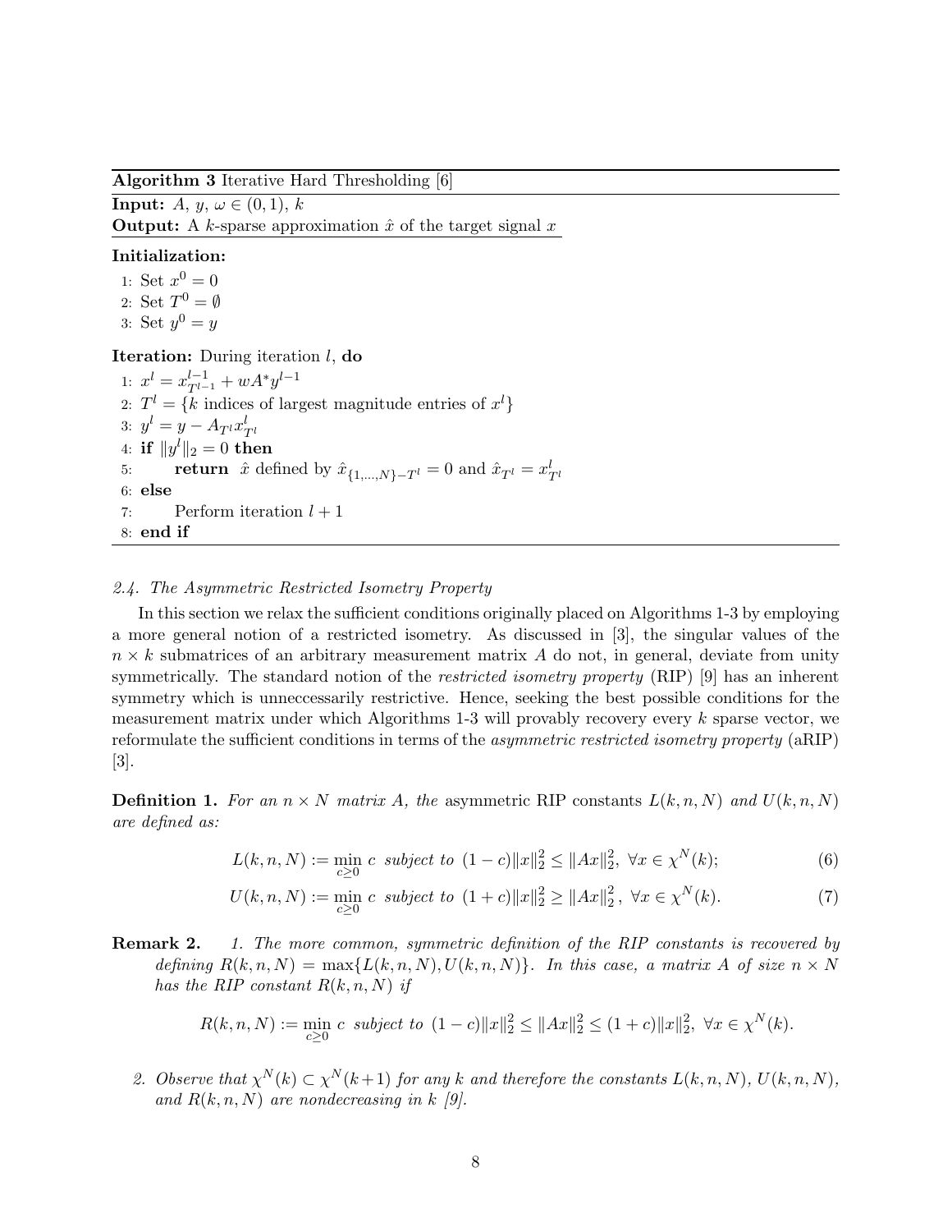**Algorithm 3** Iterative Hard Thresholding [6]

**Input:** $A$, $y$, $\omega \in (0,1)$, $k$

**Output:** A $k$-sparse approximation $\hat{x}$ of the target signal $x$

**Initialization:**

1: Set $x^0 = 0$
2: Set $T^0 = \emptyset$
3: Set $y^0 = y$

**Iteration:** During iteration $l$, **do**

1: $x^l = x^{l-1}_{T^{l-1}} + wA^* y^{l-1}$
2: $T^l = \{k$ indices of largest magnitude entries of $x^l\}$
3: $y^l = y - A_{T^l} x^l_{T^l}$
4: **if** $\|y^l\|_2 = 0$ **then**
5: **return** $\hat{x}$ defined by $\hat{x}_{\{1,\dots,N\}-T^l} = 0$ and $\hat{x}_{T^l} = x^l_{T^l}$
6: **else**
7: Perform iteration $l+1$
8: **end if**

### *2.4. The Asymmetric Restricted Isometry Property*

In this section we relax the sufficient conditions originally placed on Algorithms 1-3 by employing a more general notion of a restricted isometry. As discussed in [3], the singular values of the $n \times k$ submatrices of an arbitrary measurement matrix $A$ do not, in general, deviate from unity symmetrically. The standard notion of the *restricted isometry property* (RIP) [9] has an inherent symmetry which is unneccessarily restrictive. Hence, seeking the best possible conditions for the measurement matrix under which Algorithms 1-3 will provably recovery every $k$ sparse vector, we reformulate the sufficient conditions in terms of the *asymmetric restricted isometry property* (aRIP) [3].

**Definition 1.** *For an $n \times N$ matrix $A$, the* asymmetric RIP constants *$L(k,n,N)$ and $U(k,n,N)$ are defined as:*

$$L(k,n,N) := \min_{c \geq 0} c \;\; \textit{subject to} \;\; (1-c)\|x\|_2^2 \leq \|Ax\|_2^2, \;\forall x \in \chi^N(k); \tag{6}$$

$$U(k,n,N) := \min_{c \geq 0} c \;\; \textit{subject to} \;\; (1+c)\|x\|_2^2 \geq \|Ax\|_2^2, \;\forall x \in \chi^N(k). \tag{7}$$

**Remark 2.** *1. The more common, symmetric definition of the RIP constants is recovered by defining $R(k,n,N) = \max\{L(k,n,N), U(k,n,N)\}$. In this case, a matrix $A$ of size $n \times N$ has the RIP constant $R(k,n,N)$ if*

$$R(k,n,N) := \min_{c \geq 0} c \;\; \textit{subject to} \;\; (1-c)\|x\|_2^2 \leq \|Ax\|_2^2 \leq (1+c)\|x\|_2^2, \;\forall x \in \chi^N(k).$$

*2. Observe that $\chi^N(k) \subset \chi^N(k+1)$ for any $k$ and therefore the constants $L(k,n,N)$, $U(k,n,N)$, and $R(k,n,N)$ are nondecreasing in $k$ [9].*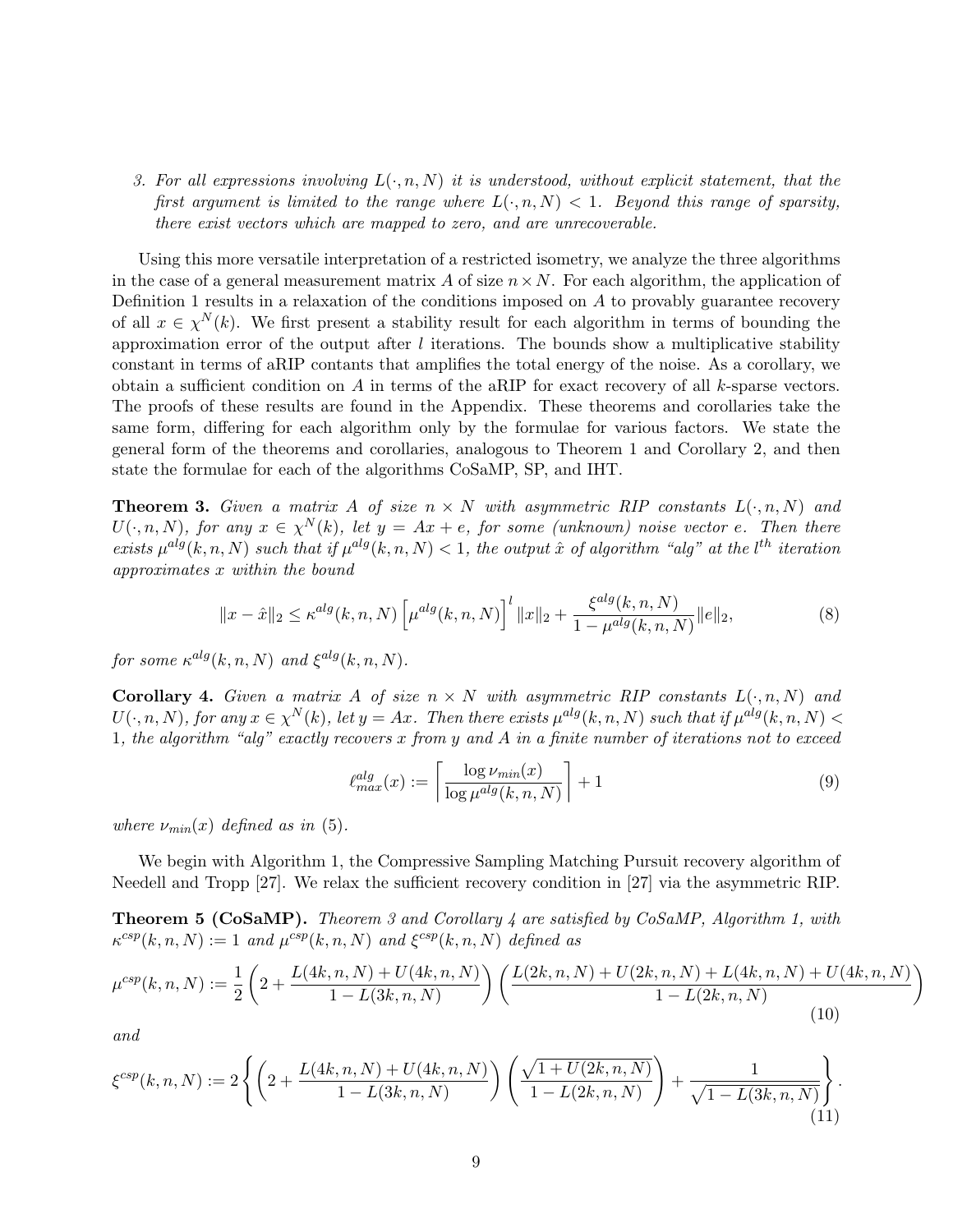3. *For all expressions involving $L(\cdot, n, N)$ it is understood, without explicit statement, that the first argument is limited to the range where $L(\cdot, n, N) < 1$. Beyond this range of sparsity, there exist vectors which are mapped to zero, and are unrecoverable.*

Using this more versatile interpretation of a restricted isometry, we analyze the three algorithms in the case of a general measurement matrix $A$ of size $n \times N$. For each algorithm, the application of Definition 1 results in a relaxation of the conditions imposed on $A$ to provably guarantee recovery of all $x \in \chi^N(k)$. We first present a stability result for each algorithm in terms of bounding the approximation error of the output after $l$ iterations. The bounds show a multiplicative stability constant in terms of aRIP contants that amplifies the total energy of the noise. As a corollary, we obtain a sufficient condition on $A$ in terms of the aRIP for exact recovery of all $k$-sparse vectors. The proofs of these results are found in the Appendix. These theorems and corollaries take the same form, differing for each algorithm only by the formulae for various factors. We state the general form of the theorems and corollaries, analogous to Theorem 1 and Corollary 2, and then state the formulae for each of the algorithms CoSaMP, SP, and IHT.

**Theorem 3.** *Given a matrix $A$ of size $n \times N$ with asymmetric RIP constants $L(\cdot, n, N)$ and $U(\cdot, n, N)$, for any $x \in \chi^N(k)$, let $y = Ax + e$, for some (unknown) noise vector $e$. Then there exists $\mu^{alg}(k, n, N)$ such that if $\mu^{alg}(k, n, N) < 1$, the output $\hat{x}$ of algorithm "alg" at the $l^{th}$ iteration approximates $x$ within the bound*

$$\|x - \hat{x}\|_2 \leq \kappa^{alg}(k, n, N) \left[\mu^{alg}(k, n, N)\right]^l \|x\|_2 + \frac{\xi^{alg}(k, n, N)}{1 - \mu^{alg}(k, n, N)} \|e\|_2, \tag{8}$$

*for some $\kappa^{alg}(k, n, N)$ and $\xi^{alg}(k, n, N)$.*

**Corollary 4.** *Given a matrix $A$ of size $n \times N$ with asymmetric RIP constants $L(\cdot, n, N)$ and $U(\cdot, n, N)$, for any $x \in \chi^N(k)$, let $y = Ax$. Then there exists $\mu^{alg}(k, n, N)$ such that if $\mu^{alg}(k, n, N) < 1$, the algorithm "alg" exactly recovers $x$ from $y$ and $A$ in a finite number of iterations not to exceed*

$$\ell^{alg}_{max}(x) := \left\lceil \frac{\log \nu_{min}(x)}{\log \mu^{alg}(k, n, N)} \right\rceil + 1 \tag{9}$$

*where $\nu_{min}(x)$ defined as in (5).*

We begin with Algorithm 1, the Compressive Sampling Matching Pursuit recovery algorithm of Needell and Tropp [27]. We relax the sufficient recovery condition in [27] via the asymmetric RIP.

**Theorem 5 (CoSaMP).** *Theorem 3 and Corollary 4 are satisfied by CoSaMP, Algorithm 1, with $\kappa^{csp}(k, n, N) := 1$ and $\mu^{csp}(k, n, N)$ and $\xi^{csp}(k, n, N)$ defined as*

$$\mu^{csp}(k, n, N) := \frac{1}{2}\left(2 + \frac{L(4k, n, N) + U(4k, n, N)}{1 - L(3k, n, N)}\right)\left(\frac{L(2k, n, N) + U(2k, n, N) + L(4k, n, N) + U(4k, n, N)}{1 - L(2k, n, N)}\right) \tag{10}$$

*and*

$$\xi^{csp}(k, n, N) := 2\left\{\left(2 + \frac{L(4k, n, N) + U(4k, n, N)}{1 - L(3k, n, N)}\right)\left(\frac{\sqrt{1 + U(2k, n, N)}}{1 - L(2k, n, N)}\right) + \frac{1}{\sqrt{1 - L(3k, n, N)}}\right\}. \tag{11}$$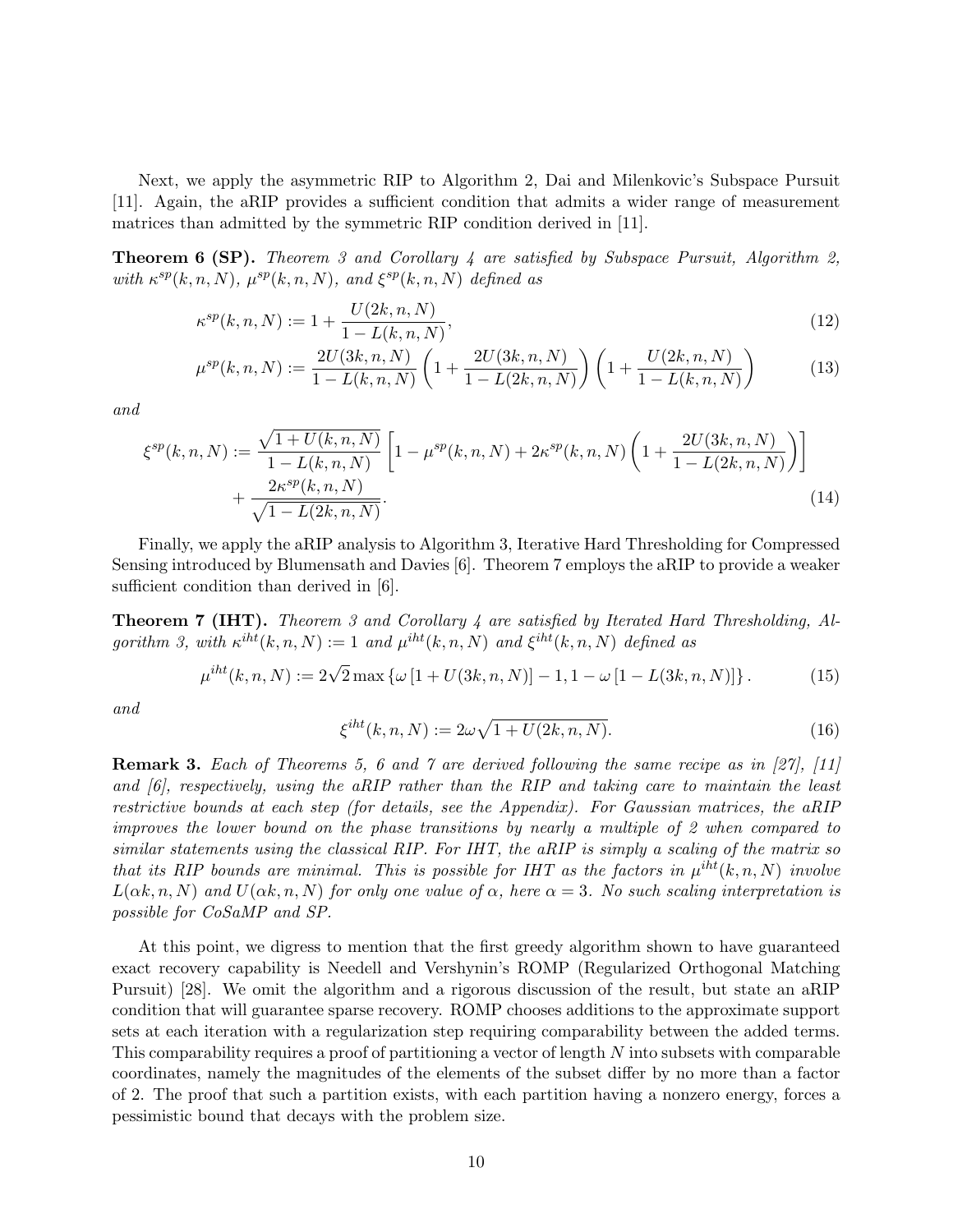Next, we apply the asymmetric RIP to Algorithm 2, Dai and Milenkovic's Subspace Pursuit [11]. Again, the aRIP provides a sufficient condition that admits a wider range of measurement matrices than admitted by the symmetric RIP condition derived in [11].

**Theorem 6 (SP).** *Theorem 3 and Corollary 4 are satisfied by Subspace Pursuit, Algorithm 2, with $\kappa^{sp}(k,n,N)$, $\mu^{sp}(k,n,N)$, and $\xi^{sp}(k,n,N)$ defined as*

$$\kappa^{sp}(k,n,N) := 1 + \frac{U(2k,n,N)}{1-L(k,n,N)}, \tag{12}$$

$$\mu^{sp}(k,n,N) := \frac{2U(3k,n,N)}{1-L(k,n,N)}\left(1+\frac{2U(3k,n,N)}{1-L(2k,n,N)}\right)\left(1+\frac{U(2k,n,N)}{1-L(k,n,N)}\right) \tag{13}$$

*and*

$$\xi^{sp}(k,n,N) := \frac{\sqrt{1+U(k,n,N)}}{1-L(k,n,N)}\left[1-\mu^{sp}(k,n,N)+2\kappa^{sp}(k,n,N)\left(1+\frac{2U(3k,n,N)}{1-L(2k,n,N)}\right)\right] + \frac{2\kappa^{sp}(k,n,N)}{\sqrt{1-L(2k,n,N)}}. \tag{14}$$

Finally, we apply the aRIP analysis to Algorithm 3, Iterative Hard Thresholding for Compressed Sensing introduced by Blumensath and Davies [6]. Theorem 7 employs the aRIP to provide a weaker sufficient condition than derived in [6].

**Theorem 7 (IHT).** *Theorem 3 and Corollary 4 are satisfied by Iterated Hard Thresholding, Algorithm 3, with $\kappa^{iht}(k,n,N) := 1$ and $\mu^{iht}(k,n,N)$ and $\xi^{iht}(k,n,N)$ defined as*

$$\mu^{iht}(k,n,N) := 2\sqrt{2}\max\left\{\omega\left[1+U(3k,n,N)\right]-1, 1-\omega\left[1-L(3k,n,N)\right]\right\}. \tag{15}$$

*and*

$$\xi^{iht}(k,n,N) := 2\omega\sqrt{1+U(2k,n,N)}. \tag{16}$$

**Remark 3.** *Each of Theorems 5, 6 and 7 are derived following the same recipe as in [27], [11] and [6], respectively, using the aRIP rather than the RIP and taking care to maintain the least restrictive bounds at each step (for details, see the Appendix). For Gaussian matrices, the aRIP improves the lower bound on the phase transitions by nearly a multiple of 2 when compared to similar statements using the classical RIP. For IHT, the aRIP is simply a scaling of the matrix so that its RIP bounds are minimal. This is possible for IHT as the factors in $\mu^{iht}(k,n,N)$ involve $L(\alpha k,n,N)$ and $U(\alpha k,n,N)$ for only one value of $\alpha$, here $\alpha = 3$. No such scaling interpretation is possible for CoSaMP and SP.*

At this point, we digress to mention that the first greedy algorithm shown to have guaranteed exact recovery capability is Needell and Vershynin's ROMP (Regularized Orthogonal Matching Pursuit) [28]. We omit the algorithm and a rigorous discussion of the result, but state an aRIP condition that will guarantee sparse recovery. ROMP chooses additions to the approximate support sets at each iteration with a regularization step requiring comparability between the added terms. This comparability requires a proof of partitioning a vector of length $N$ into subsets with comparable coordinates, namely the magnitudes of the elements of the subset differ by no more than a factor of 2. The proof that such a partition exists, with each partition having a nonzero energy, forces a pessimistic bound that decays with the problem size.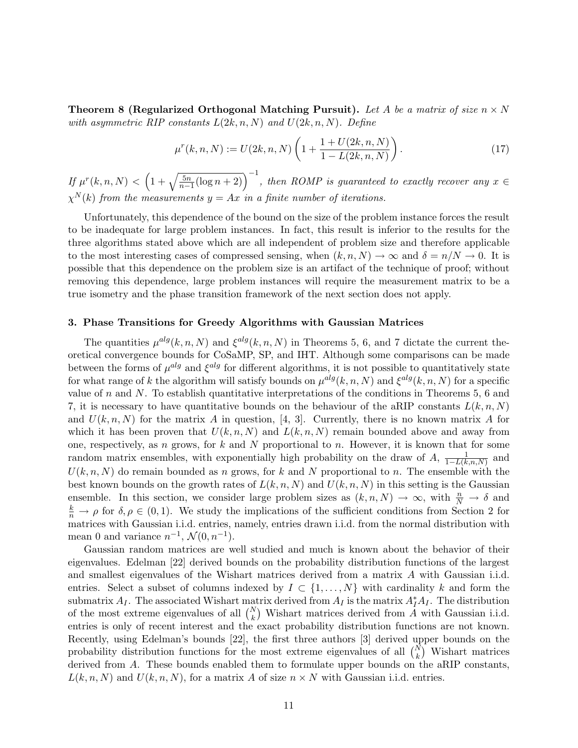**Theorem 8 (Regularized Orthogonal Matching Pursuit).** *Let $A$ be a matrix of size $n \times N$ with asymmetric RIP constants $L(2k,n,N)$ and $U(2k,n,N)$. Define*

$$\mu^r(k,n,N) := U(2k,n,N)\left(1 + \frac{1+U(2k,n,N)}{1-L(2k,n,N)}\right). \tag{17}$$

*If $\mu^r(k,n,N) < \left(1+\sqrt{\frac{5n}{n-1}(\log n + 2)}\right)^{-1}$, then ROMP is guaranteed to exactly recover any $x \in \chi^N(k)$ from the measurements $y = Ax$ in a finite number of iterations.*

Unfortunately, this dependence of the bound on the size of the problem instance forces the result to be inadequate for large problem instances. In fact, this result is inferior to the results for the three algorithms stated above which are all independent of problem size and therefore applicable to the most interesting cases of compressed sensing, when $(k,n,N) \to \infty$ and $\delta = n/N \to 0$. It is possible that this dependence on the problem size is an artifact of the technique of proof; without removing this dependence, large problem instances will require the measurement matrix to be a true isometry and the phase transition framework of the next section does not apply.

## 3. Phase Transitions for Greedy Algorithms with Gaussian Matrices

The quantities $\mu^{alg}(k,n,N)$ and $\xi^{alg}(k,n,N)$ in Theorems 5, 6, and 7 dictate the current theoretical convergence bounds for CoSaMP, SP, and IHT. Although some comparisons can be made between the forms of $\mu^{alg}$ and $\xi^{alg}$ for different algorithms, it is not possible to quantitatively state for what range of $k$ the algorithm will satisfy bounds on $\mu^{alg}(k,n,N)$ and $\xi^{alg}(k,n,N)$ for a specific value of $n$ and $N$. To establish quantitative interpretations of the conditions in Theorems 5, 6 and 7, it is necessary to have quantitative bounds on the behaviour of the aRIP constants $L(k,n,N)$ and $U(k,n,N)$ for the matrix $A$ in question, [4, 3]. Currently, there is no known matrix $A$ for which it has been proven that $U(k,n,N)$ and $L(k,n,N)$ remain bounded above and away from one, respectively, as $n$ grows, for $k$ and $N$ proportional to $n$. However, it is known that for some random matrix ensembles, with exponentially high probability on the draw of $A$, $\frac{1}{1-L(k,n,N)}$ and $U(k,n,N)$ do remain bounded as $n$ grows, for $k$ and $N$ proportional to $n$. The ensemble with the best known bounds on the growth rates of $L(k,n,N)$ and $U(k,n,N)$ in this setting is the Gaussian ensemble. In this section, we consider large problem sizes as $(k,n,N) \to \infty$, with $\frac{n}{N} \to \delta$ and $\frac{k}{n} \to \rho$ for $\delta, \rho \in (0,1)$. We study the implications of the sufficient conditions from Section 2 for matrices with Gaussian i.i.d. entries, namely, entries drawn i.i.d. from the normal distribution with mean 0 and variance $n^{-1}$, $\mathcal{N}(0, n^{-1})$.

Gaussian random matrices are well studied and much is known about the behavior of their eigenvalues. Edelman [22] derived bounds on the probability distribution functions of the largest and smallest eigenvalues of the Wishart matrices derived from a matrix $A$ with Gaussian i.i.d. entries. Select a subset of columns indexed by $I \subset \{1,\ldots,N\}$ with cardinality $k$ and form the submatrix $A_I$. The associated Wishart matrix derived from $A_I$ is the matrix $A_I^* A_I$. The distribution of the most extreme eigenvalues of all $\binom{N}{k}$ Wishart matrices derived from $A$ with Gaussian i.i.d. entries is only of recent interest and the exact probability distribution functions are not known. Recently, using Edelman's bounds [22], the first three authors [3] derived upper bounds on the probability distribution functions for the most extreme eigenvalues of all $\binom{N}{k}$ Wishart matrices derived from $A$. These bounds enabled them to formulate upper bounds on the aRIP constants, $L(k,n,N)$ and $U(k,n,N)$, for a matrix $A$ of size $n \times N$ with Gaussian i.i.d. entries.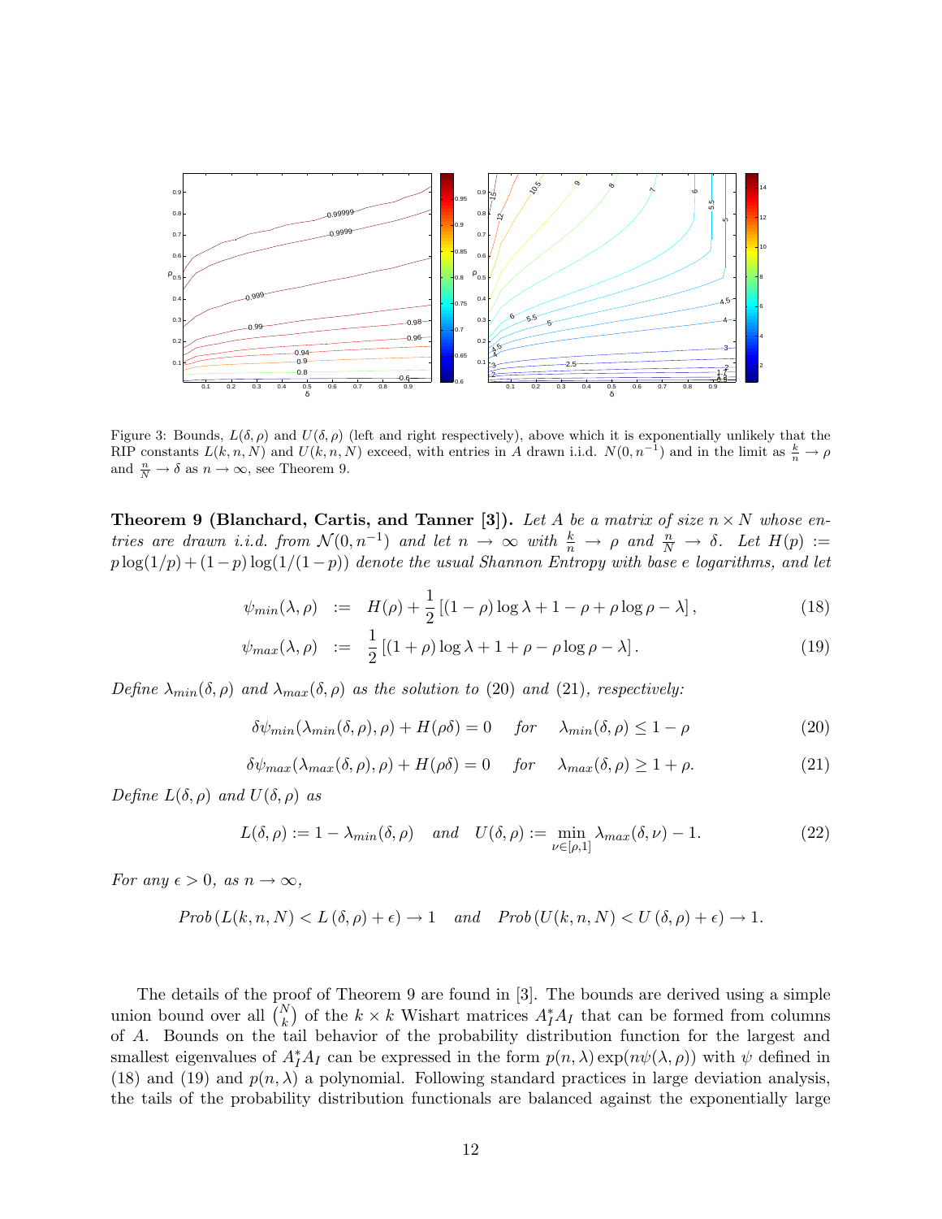Figure 3: Bounds, $L(\delta,\rho)$ and $U(\delta,\rho)$ (left and right respectively), above which it is exponentially unlikely that the RIP constants $L(k,n,N)$ and $U(k,n,N)$ exceed, with entries in $A$ drawn i.i.d. $N(0,n^{-1})$ and in the limit as $\frac{k}{n}\to\rho$ and $\frac{n}{N}\to\delta$ as $n\to\infty$, see Theorem 9.

**Theorem 9 (Blanchard, Cartis, and Tanner [3]).** *Let $A$ be a matrix of size $n\times N$ whose entries are drawn i.i.d. from $\mathcal{N}(0,n^{-1})$ and let $n\to\infty$ with $\frac{k}{n}\to\rho$ and $\frac{n}{N}\to\delta$. Let $H(p):=p\log(1/p)+(1-p)\log(1/(1-p))$ denote the usual Shannon Entropy with base $e$ logarithms, and let*

$$\psi_{min}(\lambda,\rho) \;:=\; H(\rho)+\frac{1}{2}\left[(1-\rho)\log\lambda+1-\rho+\rho\log\rho-\lambda\right], \tag{18}$$

$$\psi_{max}(\lambda,\rho) \;:=\; \frac{1}{2}\left[(1+\rho)\log\lambda+1+\rho-\rho\log\rho-\lambda\right]. \tag{19}$$

*Define $\lambda_{min}(\delta,\rho)$ and $\lambda_{max}(\delta,\rho)$ as the solution to (20) and (21), respectively:*

$$\delta\psi_{min}(\lambda_{min}(\delta,\rho),\rho)+H(\rho\delta)=0 \quad \text{for} \quad \lambda_{min}(\delta,\rho)\le 1-\rho \tag{20}$$

$$\delta\psi_{max}(\lambda_{max}(\delta,\rho),\rho)+H(\rho\delta)=0 \quad \text{for} \quad \lambda_{max}(\delta,\rho)\ge 1+\rho. \tag{21}$$

*Define $L(\delta,\rho)$ and $U(\delta,\rho)$ as*

$$L(\delta,\rho):=1-\lambda_{min}(\delta,\rho) \quad \text{and} \quad U(\delta,\rho):=\min_{\nu\in[\rho,1]}\lambda_{max}(\delta,\nu)-1. \tag{22}$$

*For any $\epsilon>0$, as $n\to\infty$,*

$$Prob\left(L(k,n,N)<L\left(\delta,\rho\right)+\epsilon\right)\to 1 \quad \text{and} \quad Prob\left(U(k,n,N)<U\left(\delta,\rho\right)+\epsilon\right)\to 1.$$

The details of the proof of Theorem 9 are found in [3]. The bounds are derived using a simple union bound over all $\binom{N}{k}$ of the $k\times k$ Wishart matrices $A_I^*A_I$ that can be formed from columns of $A$. Bounds on the tail behavior of the probability distribution function for the largest and smallest eigenvalues of $A_I^*A_I$ can be expressed in the form $p(n,\lambda)\exp(n\psi(\lambda,\rho))$ with $\psi$ defined in (18) and (19) and $p(n,\lambda)$ a polynomial. Following standard practices in large deviation analysis, the tails of the probability distribution functionals are balanced against the exponentially large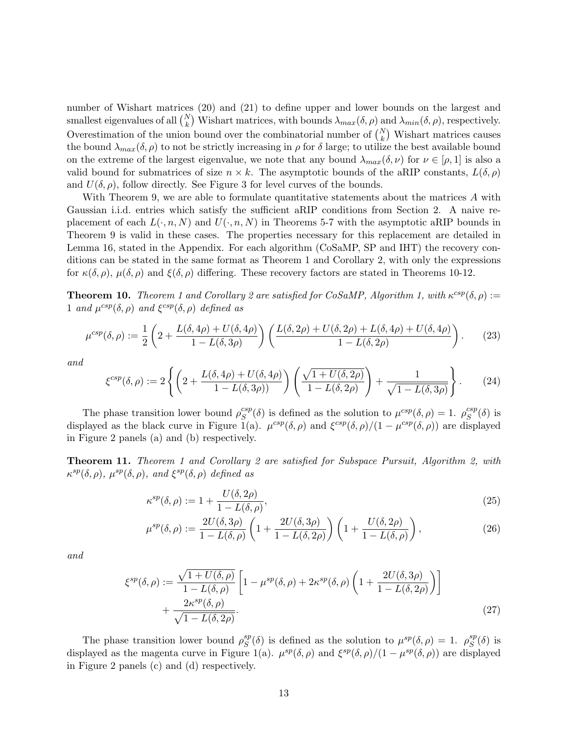number of Wishart matrices (20) and (21) to define upper and lower bounds on the largest and smallest eigenvalues of all $\binom{N}{k}$ Wishart matrices, with bounds $\lambda_{max}(\delta,\rho)$ and $\lambda_{min}(\delta,\rho)$, respectively. Overestimation of the union bound over the combinatorial number of $\binom{N}{k}$ Wishart matrices causes the bound $\lambda_{max}(\delta,\rho)$ to not be strictly increasing in $\rho$ for $\delta$ large; to utilize the best available bound on the extreme of the largest eigenvalue, we note that any bound $\lambda_{max}(\delta,\nu)$ for $\nu \in [\rho, 1]$ is also a valid bound for submatrices of size $n \times k$. The asymptotic bounds of the aRIP constants, $L(\delta,\rho)$ and $U(\delta,\rho)$, follow directly. See Figure 3 for level curves of the bounds.

With Theorem 9, we are able to formulate quantitative statements about the matrices $A$ with Gaussian i.i.d. entries which satisfy the sufficient aRIP conditions from Section 2. A naive replacement of each $L(\cdot,n,N)$ and $U(\cdot,n,N)$ in Theorems 5-7 with the asymptotic aRIP bounds in Theorem 9 is valid in these cases. The properties necessary for this replacement are detailed in Lemma 16, stated in the Appendix. For each algorithm (CoSaMP, SP and IHT) the recovery conditions can be stated in the same format as Theorem 1 and Corollary 2, with only the expressions for $\kappa(\delta,\rho)$, $\mu(\delta,\rho)$ and $\xi(\delta,\rho)$ differing. These recovery factors are stated in Theorems 10-12.

**Theorem 10.** *Theorem 1 and Corollary 2 are satisfied for CoSaMP, Algorithm 1, with* $\kappa^{csp}(\delta,\rho) := 1$ *and* $\mu^{csp}(\delta,\rho)$ *and* $\xi^{csp}(\delta,\rho)$ *defined as*

$$\mu^{csp}(\delta,\rho) := \frac{1}{2}\left(2 + \frac{L(\delta,4\rho)+U(\delta,4\rho)}{1-L(\delta,3\rho)}\right)\left(\frac{L(\delta,2\rho)+U(\delta,2\rho)+L(\delta,4\rho)+U(\delta,4\rho)}{1-L(\delta,2\rho)}\right). \tag{23}$$

*and*

$$\xi^{csp}(\delta,\rho) := 2\left\{\left(2 + \frac{L(\delta,4\rho)+U(\delta,4\rho)}{1-L(\delta,3\rho))}\right)\left(\frac{\sqrt{1+U(\delta,2\rho)}}{1-L(\delta,2\rho)}\right) + \frac{1}{\sqrt{1-L(\delta,3\rho)}}\right\}. \tag{24}$$

The phase transition lower bound $\rho_S^{csp}(\delta)$ is defined as the solution to $\mu^{csp}(\delta,\rho) = 1$. $\rho_S^{csp}(\delta)$ is displayed as the black curve in Figure 1(a). $\mu^{csp}(\delta,\rho)$ and $\xi^{csp}(\delta,\rho)/(1-\mu^{csp}(\delta,\rho))$ are displayed in Figure 2 panels (a) and (b) respectively.

**Theorem 11.** *Theorem 1 and Corollary 2 are satisfied for Subspace Pursuit, Algorithm 2, with* $\kappa^{sp}(\delta,\rho)$*,* $\mu^{sp}(\delta,\rho)$*, and* $\xi^{sp}(\delta,\rho)$ *defined as*

$$\kappa^{sp}(\delta,\rho) := 1 + \frac{U(\delta,2\rho)}{1-L(\delta,\rho)}, \tag{25}$$

$$\mu^{sp}(\delta,\rho) := \frac{2U(\delta,3\rho)}{1-L(\delta,\rho)}\left(1+\frac{2U(\delta,3\rho)}{1-L(\delta,2\rho)}\right)\left(1+\frac{U(\delta,2\rho)}{1-L(\delta,\rho)}\right), \tag{26}$$

*and*

$$\xi^{sp}(\delta,\rho) := \frac{\sqrt{1+U(\delta,\rho)}}{1-L(\delta,\rho)}\left[1-\mu^{sp}(\delta,\rho) + 2\kappa^{sp}(\delta,\rho)\left(1+\frac{2U(\delta,3\rho)}{1-L(\delta,2\rho)}\right)\right] + \frac{2\kappa^{sp}(\delta,\rho)}{\sqrt{1-L(\delta,2\rho)}}. \tag{27}$$

The phase transition lower bound $\rho_S^{sp}(\delta)$ is defined as the solution to $\mu^{sp}(\delta,\rho) = 1$. $\rho_S^{sp}(\delta)$ is displayed as the magenta curve in Figure 1(a). $\mu^{sp}(\delta,\rho)$ and $\xi^{sp}(\delta,\rho)/(1-\mu^{sp}(\delta,\rho))$ are displayed in Figure 2 panels (c) and (d) respectively.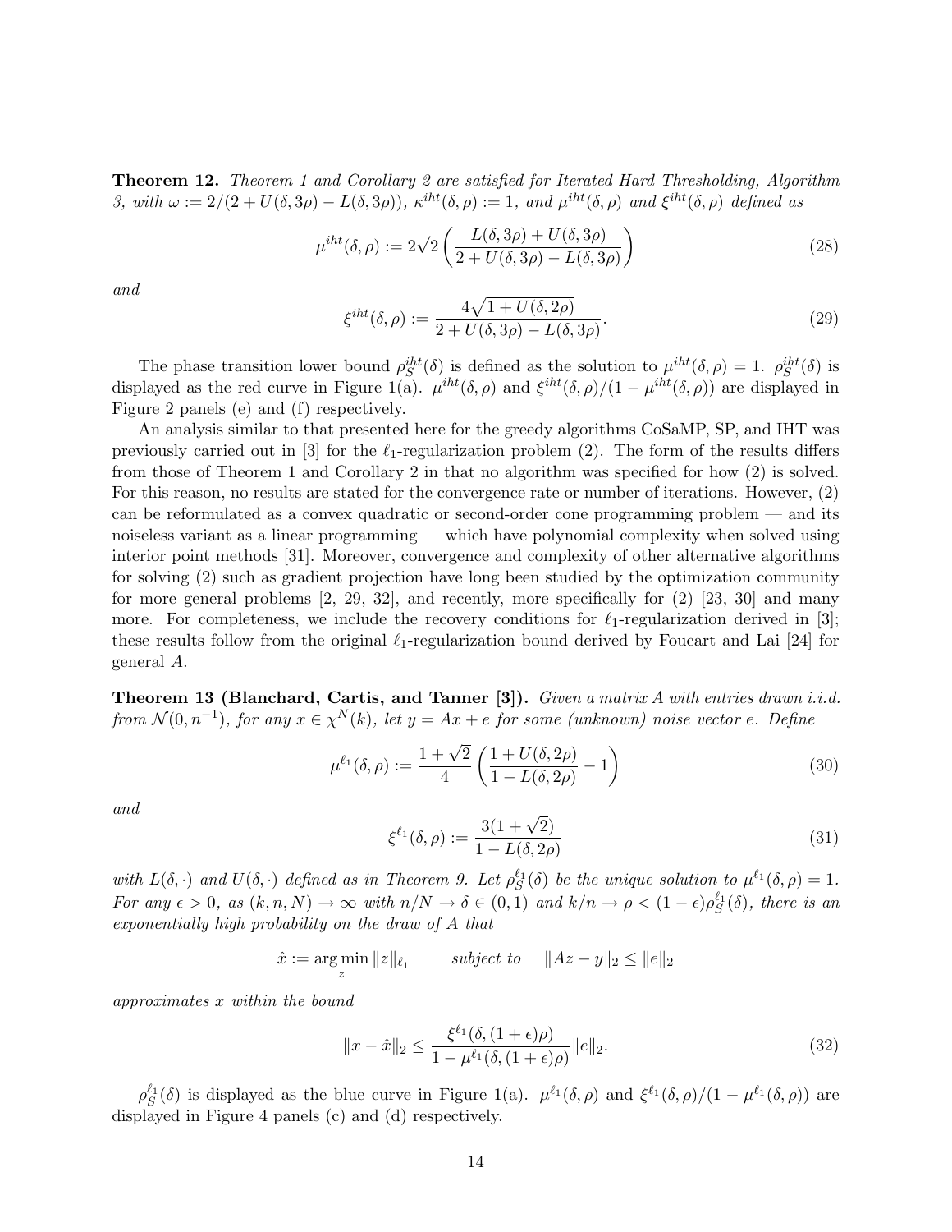**Theorem 12.** *Theorem 1 and Corollary 2 are satisfied for Iterated Hard Thresholding, Algorithm 3, with $\omega := 2/(2 + U(\delta, 3\rho) - L(\delta, 3\rho))$, $\kappa^{iht}(\delta, \rho) := 1$, and $\mu^{iht}(\delta, \rho)$ and $\xi^{iht}(\delta, \rho)$ defined as*

$$\mu^{iht}(\delta, \rho) := 2\sqrt{2}\left(\frac{L(\delta, 3\rho) + U(\delta, 3\rho)}{2 + U(\delta, 3\rho) - L(\delta, 3\rho)}\right) \tag{28}$$

*and*

$$\xi^{iht}(\delta, \rho) := \frac{4\sqrt{1 + U(\delta, 2\rho)}}{2 + U(\delta, 3\rho) - L(\delta, 3\rho)}. \tag{29}$$

The phase transition lower bound $\rho_S^{iht}(\delta)$ is defined as the solution to $\mu^{iht}(\delta, \rho) = 1$. $\rho_S^{iht}(\delta)$ is displayed as the red curve in Figure 1(a). $\mu^{iht}(\delta, \rho)$ and $\xi^{iht}(\delta, \rho)/(1 - \mu^{iht}(\delta, \rho))$ are displayed in Figure 2 panels (e) and (f) respectively.

An analysis similar to that presented here for the greedy algorithms CoSaMP, SP, and IHT was previously carried out in [3] for the $\ell_1$-regularization problem (2). The form of the results differs from those of Theorem 1 and Corollary 2 in that no algorithm was specified for how (2) is solved. For this reason, no results are stated for the convergence rate or number of iterations. However, (2) can be reformulated as a convex quadratic or second-order cone programming problem — and its noiseless variant as a linear programming — which have polynomial complexity when solved using interior point methods [31]. Moreover, convergence and complexity of other alternative algorithms for solving (2) such as gradient projection have long been studied by the optimization community for more general problems [2, 29, 32], and recently, more specifically for (2) [23, 30] and many more. For completeness, we include the recovery conditions for $\ell_1$-regularization derived in [3]; these results follow from the original $\ell_1$-regularization bound derived by Foucart and Lai [24] for general $A$.

**Theorem 13 (Blanchard, Cartis, and Tanner [3]).** *Given a matrix $A$ with entries drawn i.i.d. from $\mathcal{N}(0, n^{-1})$, for any $x \in \chi^N(k)$, let $y = Ax + e$ for some (unknown) noise vector $e$. Define*

$$\mu^{\ell_1}(\delta, \rho) := \frac{1 + \sqrt{2}}{4}\left(\frac{1 + U(\delta, 2\rho)}{1 - L(\delta, 2\rho)} - 1\right) \tag{30}$$

*and*

$$\xi^{\ell_1}(\delta, \rho) := \frac{3(1 + \sqrt{2})}{1 - L(\delta, 2\rho)} \tag{31}$$

*with $L(\delta, \cdot)$ and $U(\delta, \cdot)$ defined as in Theorem 9. Let $\rho_S^{\ell_1}(\delta)$ be the unique solution to $\mu^{\ell_1}(\delta, \rho) = 1$. For any $\epsilon > 0$, as $(k, n, N) \to \infty$ with $n/N \to \delta \in (0, 1)$ and $k/n \to \rho < (1 - \epsilon)\rho_S^{\ell_1}(\delta)$, there is an exponentially high probability on the draw of $A$ that*

$$\hat{x} := \arg\min_z \|z\|_{\ell_1} \qquad \text{subject to} \qquad \|Az - y\|_2 \leq \|e\|_2$$

*approximates $x$ within the bound*

$$\|x - \hat{x}\|_2 \leq \frac{\xi^{\ell_1}(\delta, (1 + \epsilon)\rho)}{1 - \mu^{\ell_1}(\delta, (1 + \epsilon)\rho)}\|e\|_2. \tag{32}$$

$\rho_S^{\ell_1}(\delta)$ is displayed as the blue curve in Figure 1(a). $\mu^{\ell_1}(\delta, \rho)$ and $\xi^{\ell_1}(\delta, \rho)/(1 - \mu^{\ell_1}(\delta, \rho))$ are displayed in Figure 4 panels (c) and (d) respectively.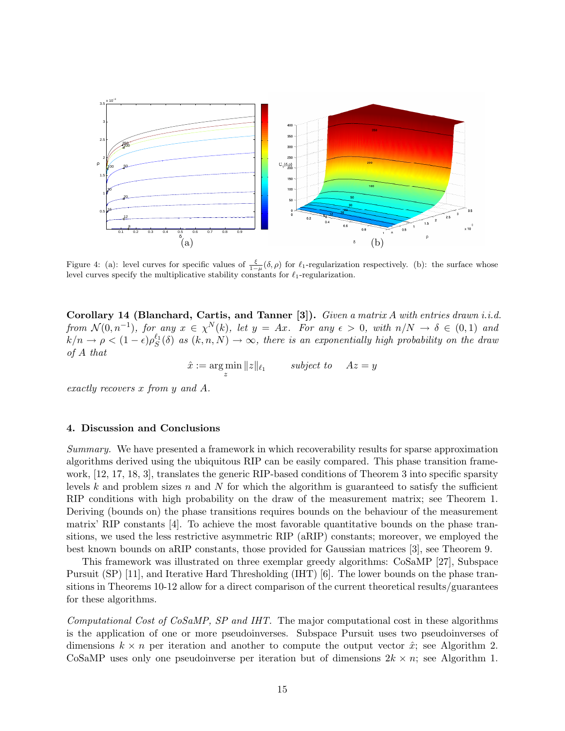Figure 4: (a): level curves for specific values of $\frac{\xi}{1-\mu}(\delta,\rho)$ for $\ell_1$-regularization respectively. (b): the surface whose level curves specify the multiplicative stability constants for $\ell_1$-regularization.

**Corollary 14 (Blanchard, Cartis, and Tanner [3]).** *Given a matrix $A$ with entries drawn i.i.d. from $\mathcal{N}(0,n^{-1})$, for any $x \in \chi^N(k)$, let $y = Ax$. For any $\epsilon > 0$, with $n/N \to \delta \in (0,1)$ and $k/n \to \rho < (1-\epsilon)\rho_S^{\ell_1}(\delta)$ as $(k,n,N) \to \infty$, there is an exponentially high probability on the draw of $A$ that*

$$\hat{x} := \arg\min_z \|z\|_{\ell_1} \qquad \textit{subject to} \quad Az = y$$

*exactly recovers $x$ from $y$ and $A$.*

## 4. Discussion and Conclusions

*Summary.* We have presented a framework in which recoverability results for sparse approximation algorithms derived using the ubiquitous RIP can be easily compared. This phase transition framework, [12, 17, 18, 3], translates the generic RIP-based conditions of Theorem 3 into specific sparsity levels $k$ and problem sizes $n$ and $N$ for which the algorithm is guaranteed to satisfy the sufficient RIP conditions with high probability on the draw of the measurement matrix; see Theorem 1. Deriving (bounds on) the phase transitions requires bounds on the behaviour of the measurement matrix' RIP constants [4]. To achieve the most favorable quantitative bounds on the phase transitions, we used the less restrictive asymmetric RIP (aRIP) constants; moreover, we employed the best known bounds on aRIP constants, those provided for Gaussian matrices [3], see Theorem 9.

This framework was illustrated on three exemplar greedy algorithms: CoSaMP [27], Subspace Pursuit (SP) [11], and Iterative Hard Thresholding (IHT) [6]. The lower bounds on the phase transitions in Theorems 10-12 allow for a direct comparison of the current theoretical results/guarantees for these algorithms.

*Computational Cost of CoSaMP, SP and IHT.* The major computational cost in these algorithms is the application of one or more pseudoinverses. Subspace Pursuit uses two pseudoinverses of dimensions $k \times n$ per iteration and another to compute the output vector $\hat{x}$; see Algorithm 2. CoSaMP uses only one pseudoinverse per iteration but of dimensions $2k \times n$; see Algorithm 1.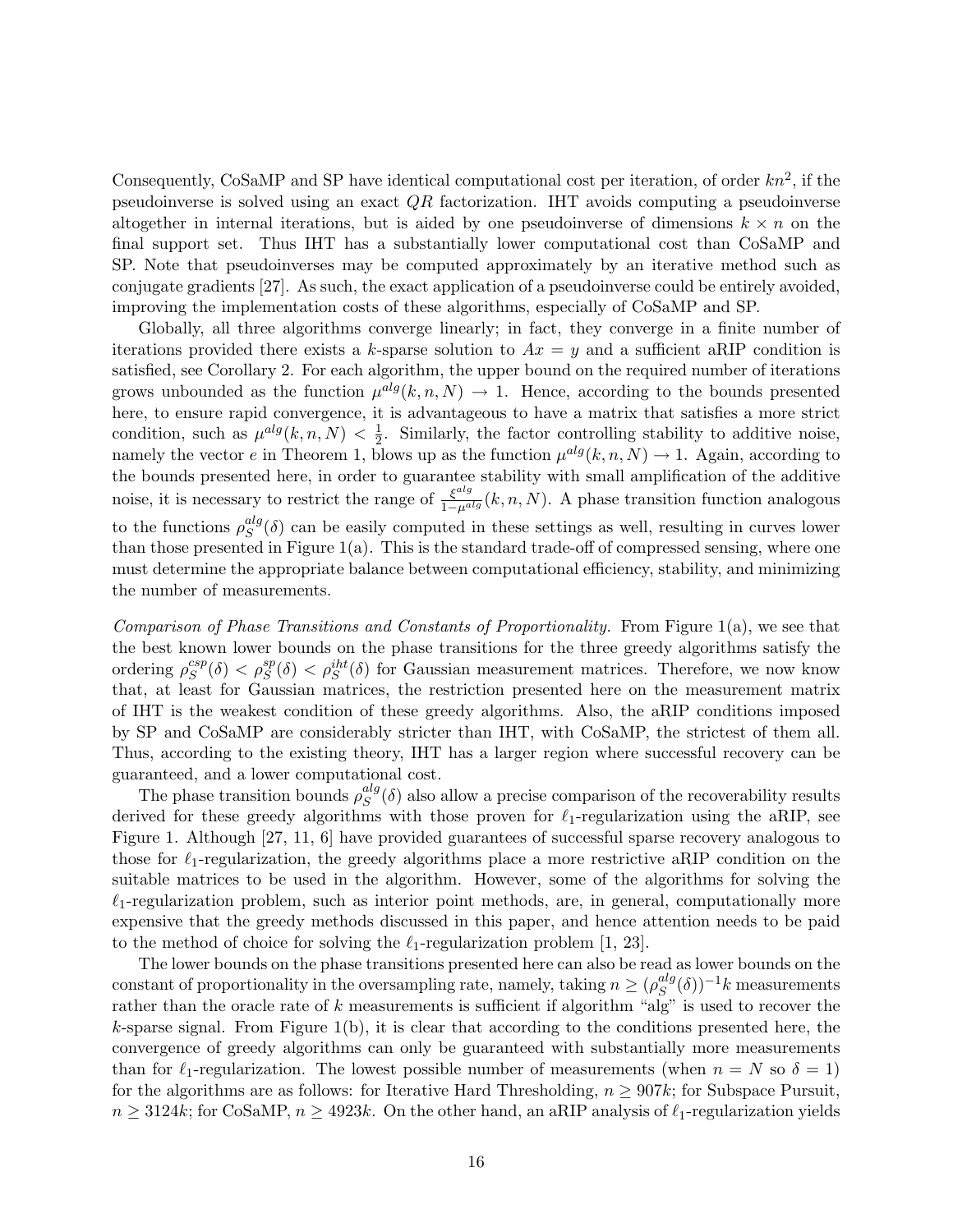Consequently, CoSaMP and SP have identical computational cost per iteration, of order $kn^2$, if the pseudoinverse is solved using an exact $QR$ factorization. IHT avoids computing a pseudoinverse altogether in internal iterations, but is aided by one pseudoinverse of dimensions $k \times n$ on the final support set. Thus IHT has a substantially lower computational cost than CoSaMP and SP. Note that pseudoinverses may be computed approximately by an iterative method such as conjugate gradients [27]. As such, the exact application of a pseudoinverse could be entirely avoided, improving the implementation costs of these algorithms, especially of CoSaMP and SP.

Globally, all three algorithms converge linearly; in fact, they converge in a finite number of iterations provided there exists a $k$-sparse solution to $Ax = y$ and a sufficient aRIP condition is satisfied, see Corollary 2. For each algorithm, the upper bound on the required number of iterations grows unbounded as the function $\mu^{alg}(k, n, N) \to 1$. Hence, according to the bounds presented here, to ensure rapid convergence, it is advantageous to have a matrix that satisfies a more strict condition, such as $\mu^{alg}(k, n, N) < \frac{1}{2}$. Similarly, the factor controlling stability to additive noise, namely the vector $e$ in Theorem 1, blows up as the function $\mu^{alg}(k, n, N) \to 1$. Again, according to the bounds presented here, in order to guarantee stability with small amplification of the additive noise, it is necessary to restrict the range of $\frac{\xi^{alg}}{1-\mu^{alg}}(k, n, N)$. A phase transition function analogous to the functions $\rho_S^{alg}(\delta)$ can be easily computed in these settings as well, resulting in curves lower than those presented in Figure 1(a). This is the standard trade-off of compressed sensing, where one must determine the appropriate balance between computational efficiency, stability, and minimizing the number of measurements.

*Comparison of Phase Transitions and Constants of Proportionality.* From Figure 1(a), we see that the best known lower bounds on the phase transitions for the three greedy algorithms satisfy the ordering $\rho_S^{csp}(\delta) < \rho_S^{sp}(\delta) < \rho_S^{iht}(\delta)$ for Gaussian measurement matrices. Therefore, we now know that, at least for Gaussian matrices, the restriction presented here on the measurement matrix of IHT is the weakest condition of these greedy algorithms. Also, the aRIP conditions imposed by SP and CoSaMP are considerably stricter than IHT, with CoSaMP, the strictest of them all. Thus, according to the existing theory, IHT has a larger region where successful recovery can be guaranteed, and a lower computational cost.

The phase transition bounds $\rho_S^{alg}(\delta)$ also allow a precise comparison of the recoverability results derived for these greedy algorithms with those proven for $\ell_1$-regularization using the aRIP, see Figure 1. Although [27, 11, 6] have provided guarantees of successful sparse recovery analogous to those for $\ell_1$-regularization, the greedy algorithms place a more restrictive aRIP condition on the suitable matrices to be used in the algorithm. However, some of the algorithms for solving the $\ell_1$-regularization problem, such as interior point methods, are, in general, computationally more expensive that the greedy methods discussed in this paper, and hence attention needs to be paid to the method of choice for solving the $\ell_1$-regularization problem [1, 23].

The lower bounds on the phase transitions presented here can also be read as lower bounds on the constant of proportionality in the oversampling rate, namely, taking $n \geq (\rho_S^{alg}(\delta))^{-1} k$ measurements rather than the oracle rate of $k$ measurements is sufficient if algorithm "alg" is used to recover the $k$-sparse signal. From Figure 1(b), it is clear that according to the conditions presented here, the convergence of greedy algorithms can only be guaranteed with substantially more measurements than for $\ell_1$-regularization. The lowest possible number of measurements (when $n = N$ so $\delta = 1$) for the algorithms are as follows: for Iterative Hard Thresholding, $n \geq 907k$; for Subspace Pursuit, $n \geq 3124k$; for CoSaMP, $n \geq 4923k$. On the other hand, an aRIP analysis of $\ell_1$-regularization yields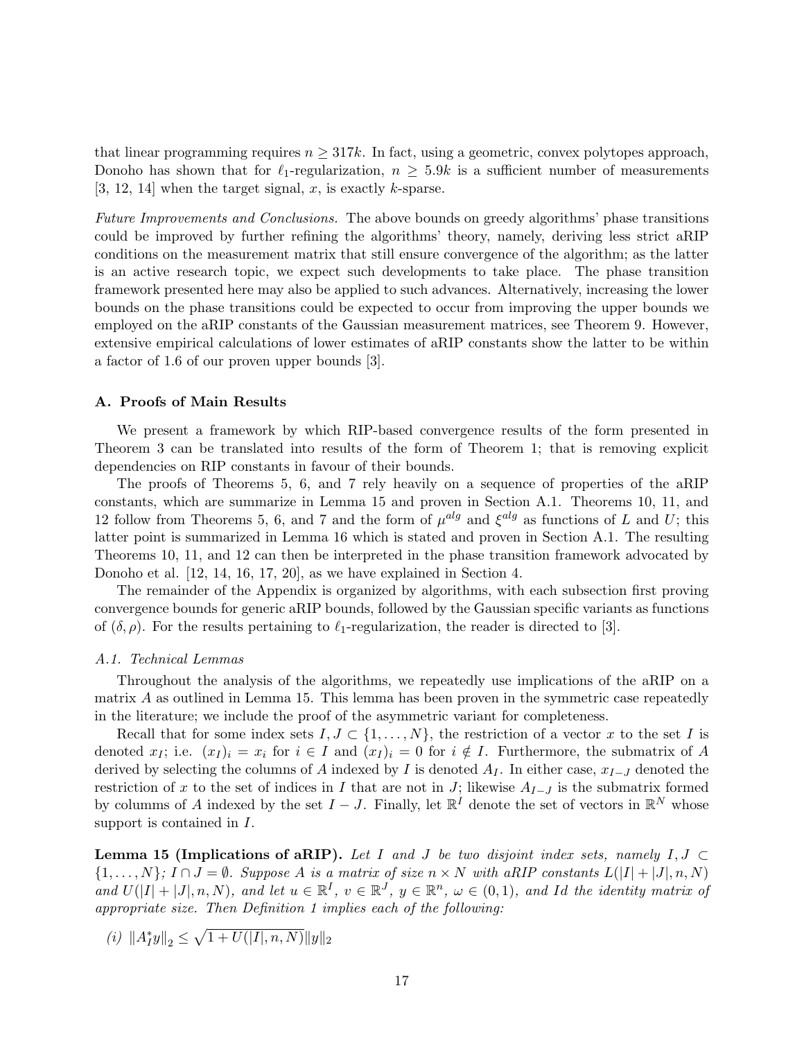that linear programming requires $n \geq 317k$. In fact, using a geometric, convex polytopes approach, Donoho has shown that for $\ell_1$-regularization, $n \geq 5.9k$ is a sufficient number of measurements [3, 12, 14] when the target signal, $x$, is exactly $k$-sparse.

*Future Improvements and Conclusions.* The above bounds on greedy algorithms' phase transitions could be improved by further refining the algorithms' theory, namely, deriving less strict aRIP conditions on the measurement matrix that still ensure convergence of the algorithm; as the latter is an active research topic, we expect such developments to take place. The phase transition framework presented here may also be applied to such advances. Alternatively, increasing the lower bounds on the phase transitions could be expected to occur from improving the upper bounds we employed on the aRIP constants of the Gaussian measurement matrices, see Theorem 9. However, extensive empirical calculations of lower estimates of aRIP constants show the latter to be within a factor of 1.6 of our proven upper bounds [3].

## A. Proofs of Main Results

We present a framework by which RIP-based convergence results of the form presented in Theorem 3 can be translated into results of the form of Theorem 1; that is removing explicit dependencies on RIP constants in favour of their bounds.

The proofs of Theorems 5, 6, and 7 rely heavily on a sequence of properties of the aRIP constants, which are summarize in Lemma 15 and proven in Section A.1. Theorems 10, 11, and 12 follow from Theorems 5, 6, and 7 and the form of $\mu^{alg}$ and $\xi^{alg}$ as functions of $L$ and $U$; this latter point is summarized in Lemma 16 which is stated and proven in Section A.1. The resulting Theorems 10, 11, and 12 can then be interpreted in the phase transition framework advocated by Donoho et al. [12, 14, 16, 17, 20], as we have explained in Section 4.

The remainder of the Appendix is organized by algorithms, with each subsection first proving convergence bounds for generic aRIP bounds, followed by the Gaussian specific variants as functions of $(\delta, \rho)$. For the results pertaining to $\ell_1$-regularization, the reader is directed to [3].

### *A.1. Technical Lemmas*

Throughout the analysis of the algorithms, we repeatedly use implications of the aRIP on a matrix $A$ as outlined in Lemma 15. This lemma has been proven in the symmetric case repeatedly in the literature; we include the proof of the asymmetric variant for completeness.

Recall that for some index sets $I, J \subset \{1, \ldots, N\}$, the restriction of a vector $x$ to the set $I$ is denoted $x_I$; i.e. $(x_I)_i = x_i$ for $i \in I$ and $(x_I)_i = 0$ for $i \notin I$. Furthermore, the submatrix of $A$ derived by selecting the columns of $A$ indexed by $I$ is denoted $A_I$. In either case, $x_{I-J}$ denoted the restriction of $x$ to the set of indices in $I$ that are not in $J$; likewise $A_{I-J}$ is the submatrix formed by colummns of $A$ indexed by the set $I - J$. Finally, let $\mathbb{R}^I$ denote the set of vectors in $\mathbb{R}^N$ whose support is contained in $I$.

**Lemma 15 (Implications of aRIP).** *Let $I$ and $J$ be two disjoint index sets, namely $I, J \subset \{1, \ldots, N\}$; $I \cap J = \emptyset$. Suppose $A$ is a matrix of size $n \times N$ with aRIP constants $L(|I| + |J|, n, N)$ and $U(|I| + |J|, n, N)$, and let $u \in \mathbb{R}^I$, $v \in \mathbb{R}^J$, $y \in \mathbb{R}^n$, $\omega \in (0, 1)$, and Id the identity matrix of appropriate size. Then Definition 1 implies each of the following:*

*(i)* $\|A_I^* y\|_2 \leq \sqrt{1 + U(|I|, n, N)}\|y\|_2$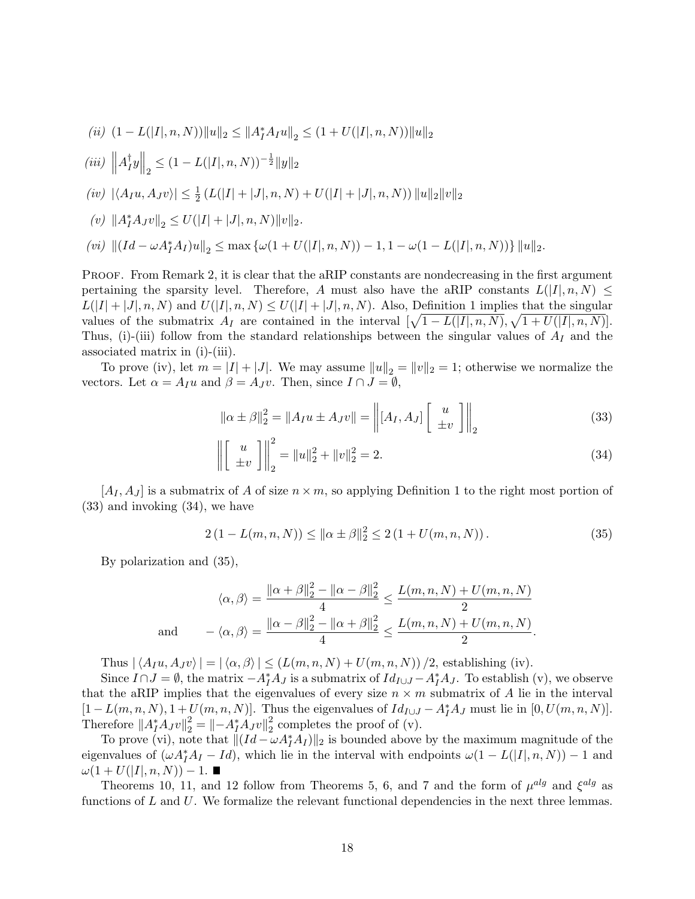*(ii)* $(1 - L(|I|, n, N))\|u\|_2 \leq \|A_I^* A_I u\|_2 \leq (1 + U(|I|, n, N))\|u\|_2$

*(iii)* $\left\|A_I^\dagger y\right\|_2 \leq (1 - L(|I|, n, N))^{-\frac{1}{2}}\|y\|_2$

*(iv)* $|\langle A_I u, A_J v\rangle| \leq \frac{1}{2}\left(L(|I| + |J|, n, N) + U(|I| + |J|, n, N)\right)\|u\|_2\|v\|_2$

*(v)* $\|A_I^* A_J v\|_2 \leq U(|I| + |J|, n, N)\|v\|_2$.

*(vi)* $\|(Id - \omega A_I^* A_I)u\|_2 \leq \max\left\{\omega(1 + U(|I|, n, N)) - 1, 1 - \omega(1 - L(|I|, n, N))\right\}\|u\|_2$.

Proof. From Remark 2, it is clear that the aRIP constants are nondecreasing in the first argument pertaining the sparsity level. Therefore, $A$ must also have the aRIP constants $L(|I|, n, N) \leq L(|I| + |J|, n, N)$ and $U(|I|, n, N) \leq U(|I| + |J|, n, N)$. Also, Definition 1 implies that the singular values of the submatrix $A_I$ are contained in the interval $[\sqrt{1 - L(|I|, n, N)}, \sqrt{1 + U(|I|, n, N)}]$. Thus, (i)-(iii) follow from the standard relationships between the singular values of $A_I$ and the associated matrix in (i)-(iii).

To prove (iv), let $m = |I| + |J|$. We may assume $\|u\|_2 = \|v\|_2 = 1$; otherwise we normalize the vectors. Let $\alpha = A_I u$ and $\beta = A_J v$. Then, since $I \cap J = \emptyset$,

$$\|\alpha \pm \beta\|_2^2 = \|A_I u \pm A_J v\| = \left\|[A_I, A_J]\begin{bmatrix} u \\ \pm v \end{bmatrix}\right\|_2 \tag{33}$$

$$\left\|\begin{bmatrix} u \\ \pm v \end{bmatrix}\right\|_2^2 = \|u\|_2^2 + \|v\|_2^2 = 2. \tag{34}$$

$[A_I, A_J]$ is a submatrix of $A$ of size $n \times m$, so applying Definition 1 to the right most portion of (33) and invoking (34), we have

$$2\left(1 - L(m, n, N)\right) \leq \|\alpha \pm \beta\|_2^2 \leq 2\left(1 + U(m, n, N)\right). \tag{35}$$

By polarization and (35),

$$\langle \alpha, \beta\rangle = \frac{\|\alpha + \beta\|_2^2 - \|\alpha - \beta\|_2^2}{4} \leq \frac{L(m, n, N) + U(m, n, N)}{2}$$

$$\text{and} \qquad -\langle \alpha, \beta\rangle = \frac{\|\alpha - \beta\|_2^2 - \|\alpha + \beta\|_2^2}{4} \leq \frac{L(m, n, N) + U(m, n, N)}{2}.$$

Thus $|\langle A_I u, A_J v\rangle| = |\langle \alpha, \beta\rangle| \leq \left(L(m, n, N) + U(m, n, N)\right)/2$, establishing (iv).

Since $I \cap J = \emptyset$, the matrix $-A_I^* A_J$ is a submatrix of $Id_{I\cup J} - A_I^* A_J$. To establish (v), we observe that the aRIP implies that the eigenvalues of every size $n \times m$ submatrix of $A$ lie in the interval $[1 - L(m, n, N), 1 + U(m, n, N)]$. Thus the eigenvalues of $Id_{I\cup J} - A_I^* A_J$ must lie in $[0, U(m, n, N)]$. Therefore $\|A_I^* A_J v\|_2^2 = \|-A_I^* A_J v\|_2^2$ completes the proof of (v).

To prove (vi), note that $\|(Id - \omega A_I^* A_I)\|_2$ is bounded above by the maximum magnitude of the eigenvalues of $(\omega A_I^* A_I - Id)$, which lie in the interval with endpoints $\omega(1 - L(|I|, n, N)) - 1$ and $\omega(1 + U(|I|, n, N)) - 1$. ■

Theorems 10, 11, and 12 follow from Theorems 5, 6, and 7 and the form of $\mu^{alg}$ and $\xi^{alg}$ as functions of $L$ and $U$. We formalize the relevant functional dependencies in the next three lemmas.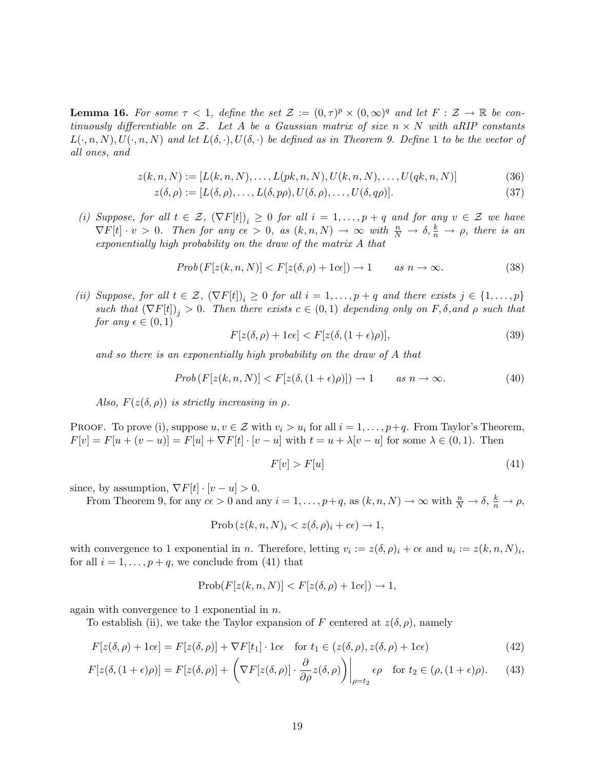**Lemma 16.** *For some $\tau < 1$, define the set $\mathcal{Z} := (0,\tau)^p \times (0,\infty)^q$ and let $F : \mathcal{Z} \to \mathbb{R}$ be continuously differentiable on $\mathcal{Z}$. Let $A$ be a Gaussian matrix of size $n \times N$ with aRIP constants $L(\cdot, n, N), U(\cdot, n, N)$ and let $L(\delta, \cdot), U(\delta, \cdot)$ be defined as in Theorem 9. Define $1$ to be the vector of all ones, and*

$$z(k,n,N) := [L(k,n,N), \ldots, L(pk,n,N), U(k,n,N), \ldots, U(qk,n,N)] \tag{36}$$

$$z(\delta,\rho) := [L(\delta,\rho), \ldots, L(\delta,p\rho), U(\delta,\rho), \ldots, U(\delta,q\rho)]. \tag{37}$$

*(i) Suppose, for all $t \in \mathcal{Z}$, $(\nabla F[t])_i \geq 0$ for all $i = 1,\ldots,p+q$ and for any $v \in \mathcal{Z}$ we have $\nabla F[t] \cdot v > 0$. Then for any $c\epsilon > 0$, as $(k,n,N) \to \infty$ with $\frac{n}{N} \to \delta, \frac{k}{n} \to \rho$, there is an exponentially high probability on the draw of the matrix $A$ that*

$$\text{Prob}\left(F[z(k,n,N)] < F[z(\delta,\rho) + 1c\epsilon]\right) \to 1 \qquad \text{as } n \to \infty. \tag{38}$$

*(ii) Suppose, for all $t \in \mathcal{Z}$, $(\nabla F[t])_i \geq 0$ for all $i = 1,\ldots,p+q$ and there exists $j \in \{1,\ldots,p\}$ such that $(\nabla F[t])_j > 0$. Then there exists $c \in (0,1)$ depending only on $F, \delta$, and $\rho$ such that for any $\epsilon \in (0,1)$*

$$F[z(\delta,\rho) + 1c\epsilon] < F[z(\delta,(1+\epsilon)\rho)], \tag{39}$$

*and so there is an exponentially high probability on the draw of $A$ that*

$$\text{Prob}\left(F[z(k,n,N)] < F[z(\delta,(1+\epsilon)\rho)]\right) \to 1 \qquad \text{as } n \to \infty. \tag{40}$$

*Also, $F(z(\delta,\rho))$ is strictly increasing in $\rho$.*

Proof. To prove (i), suppose $u, v \in \mathcal{Z}$ with $v_i > u_i$ for all $i = 1,\ldots,p+q$. From Taylor's Theorem, $F[v] = F[u + (v-u)] = F[u] + \nabla F[t] \cdot [v-u]$ with $t = u + \lambda[v-u]$ for some $\lambda \in (0,1)$. Then

$$F[v] > F[u] \tag{41}$$

since, by assumption, $\nabla F[t] \cdot [v-u] > 0$.

From Theorem 9, for any $c\epsilon > 0$ and any $i = 1,\ldots,p+q$, as $(k,n,N) \to \infty$ with $\frac{n}{N} \to \delta$, $\frac{k}{n} \to \rho$,

$$\text{Prob}\left(z(k,n,N)_i < z(\delta,\rho)_i + c\epsilon\right) \to 1,$$

with convergence to 1 exponential in $n$. Therefore, letting $v_i := z(\delta,\rho)_i + c\epsilon$ and $u_i := z(k,n,N)_i$, for all $i = 1,\ldots,p+q$, we conclude from (41) that

$$\text{Prob}(F[z(k,n,N)] < F[z(\delta,\rho) + 1c\epsilon]) \to 1,$$

again with convergence to 1 exponential in $n$.

To establish (ii), we take the Taylor expansion of $F$ centered at $z(\delta,\rho)$, namely

$$F[z(\delta,\rho) + 1c\epsilon] = F[z(\delta,\rho)] + \nabla F[t_1] \cdot 1c\epsilon \quad \text{for } t_1 \in (z(\delta,\rho), z(\delta,\rho) + 1c\epsilon) \tag{42}$$

$$F[z(\delta,(1+\epsilon)\rho)] = F[z(\delta,\rho)] + \left(\nabla F[z(\delta,\rho)] \cdot \frac{\partial}{\partial\rho} z(\delta,\rho)\right)\bigg|_{\rho=t_2} \epsilon\rho \quad \text{for } t_2 \in (\rho,(1+\epsilon)\rho). \tag{43}$$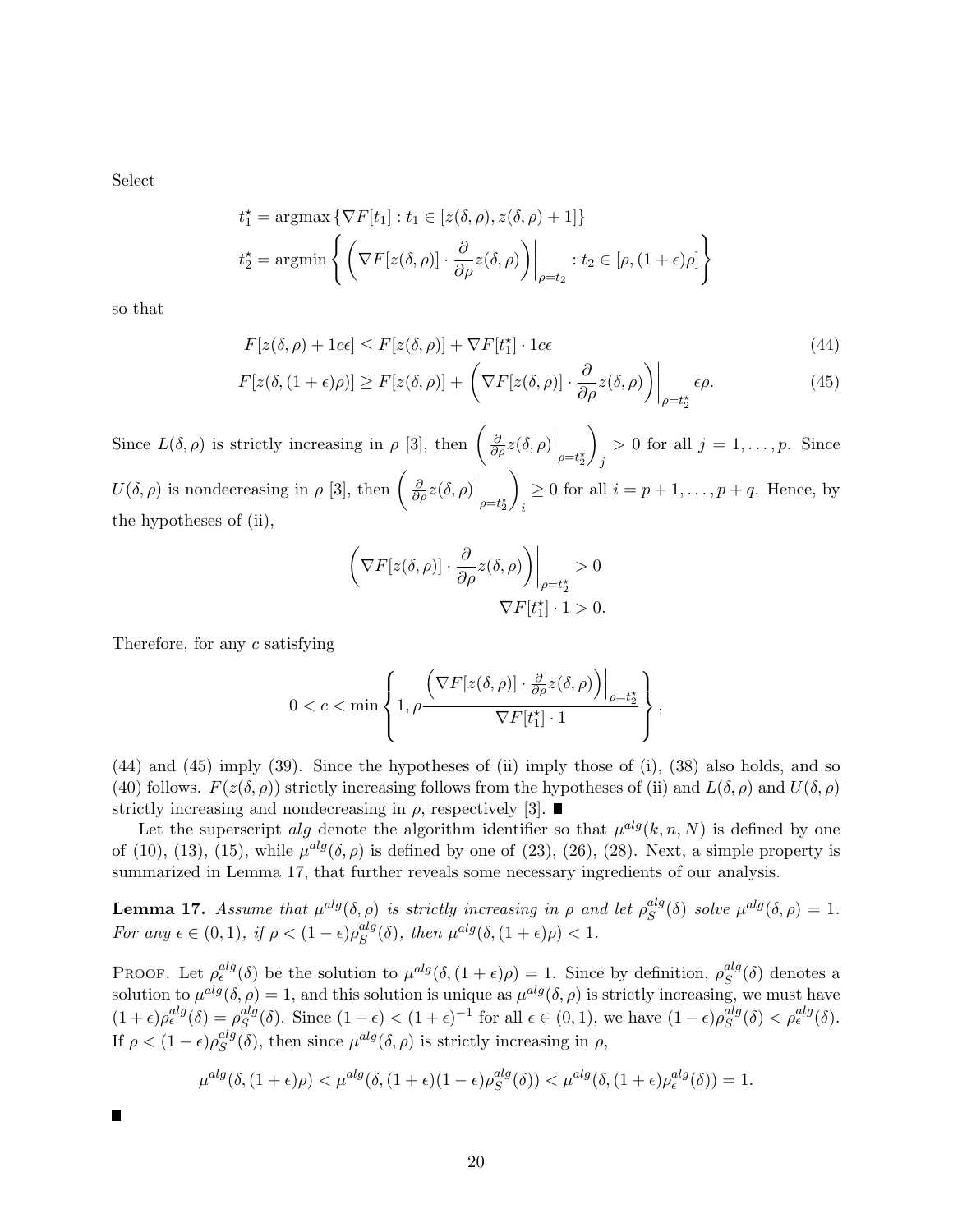Select

$$
\begin{aligned}
t_1^\star &= \operatorname{argmax}\left\{\nabla F[t_1] : t_1 \in [z(\delta,\rho), z(\delta,\rho)+1]\right\} \\
t_2^\star &= \operatorname{argmin}\left\{ \left(\nabla F[z(\delta,\rho)] \cdot \frac{\partial}{\partial \rho} z(\delta,\rho)\right)\bigg|_{\rho=t_2} : t_2 \in [\rho, (1+\epsilon)\rho] \right\}
\end{aligned}
$$

so that

$$
F[z(\delta,\rho) + 1c\epsilon] \leq F[z(\delta,\rho)] + \nabla F[t_1^\star] \cdot 1c\epsilon \tag{44}
$$

$$
F[z(\delta,(1+\epsilon)\rho)] \geq F[z(\delta,\rho)] + \left(\nabla F[z(\delta,\rho)] \cdot \frac{\partial}{\partial \rho} z(\delta,\rho)\right)\bigg|_{\rho=t_2^\star} \epsilon\rho. \tag{45}
$$

Since $L(\delta,\rho)$ is strictly increasing in $\rho$ [3], then $\left(\frac{\partial}{\partial\rho} z(\delta,\rho)\Big|_{\rho=t_2^\star}\right)_j > 0$ for all $j = 1,\ldots,p$. Since $U(\delta,\rho)$ is nondecreasing in $\rho$ [3], then $\left(\frac{\partial}{\partial\rho} z(\delta,\rho)\Big|_{\rho=t_2^\star}\right)_i \geq 0$ for all $i = p+1,\ldots,p+q$. Hence, by the hypotheses of (ii),

$$
\begin{aligned}
\left(\nabla F[z(\delta,\rho)] \cdot \frac{\partial}{\partial \rho} z(\delta,\rho)\right)\bigg|_{\rho=t_2^\star} &> 0 \\
\nabla F[t_1^\star] \cdot 1 &> 0.
\end{aligned}
$$

Therefore, for any $c$ satisfying

$$
0 < c < \min\left\{1, \rho\frac{\left(\nabla F[z(\delta,\rho)] \cdot \frac{\partial}{\partial \rho} z(\delta,\rho)\right)\Big|_{\rho=t_2^\star}}{\nabla F[t_1^\star]\cdot 1}\right\},
$$

(44) and (45) imply (39). Since the hypotheses of (ii) imply those of (i), (38) also holds, and so (40) follows. $F(z(\delta,\rho))$ strictly increasing follows from the hypotheses of (ii) and $L(\delta,\rho)$ and $U(\delta,\rho)$ strictly increasing and nondecreasing in $\rho$, respectively [3]. ■

Let the superscript $alg$ denote the algorithm identifier so that $\mu^{alg}(k,n,N)$ is defined by one of (10), (13), (15), while $\mu^{alg}(\delta,\rho)$ is defined by one of (23), (26), (28). Next, a simple property is summarized in Lemma 17, that further reveals some necessary ingredients of our analysis.

**Lemma 17.** *Assume that $\mu^{alg}(\delta,\rho)$ is strictly increasing in $\rho$ and let $\rho_S^{alg}(\delta)$ solve $\mu^{alg}(\delta,\rho) = 1$. For any $\epsilon \in (0,1)$, if $\rho < (1-\epsilon)\rho_S^{alg}(\delta)$, then $\mu^{alg}(\delta,(1+\epsilon)\rho) < 1$.*

Proof. Let $\rho_\epsilon^{alg}(\delta)$ be the solution to $\mu^{alg}(\delta,(1+\epsilon)\rho) = 1$. Since by definition, $\rho_S^{alg}(\delta)$ denotes a solution to $\mu^{alg}(\delta,\rho) = 1$, and this solution is unique as $\mu^{alg}(\delta,\rho)$ is strictly increasing, we must have $(1+\epsilon)\rho_\epsilon^{alg}(\delta) = \rho_S^{alg}(\delta)$. Since $(1-\epsilon) < (1+\epsilon)^{-1}$ for all $\epsilon \in (0,1)$, we have $(1-\epsilon)\rho_S^{alg}(\delta) < \rho_\epsilon^{alg}(\delta)$. If $\rho < (1-\epsilon)\rho_S^{alg}(\delta)$, then since $\mu^{alg}(\delta,\rho)$ is strictly increasing in $\rho$,

$$
\mu^{alg}(\delta,(1+\epsilon)\rho) < \mu^{alg}(\delta,(1+\epsilon)(1-\epsilon)\rho_S^{alg}(\delta)) < \mu^{alg}(\delta,(1+\epsilon)\rho_\epsilon^{alg}(\delta)) = 1.
$$

■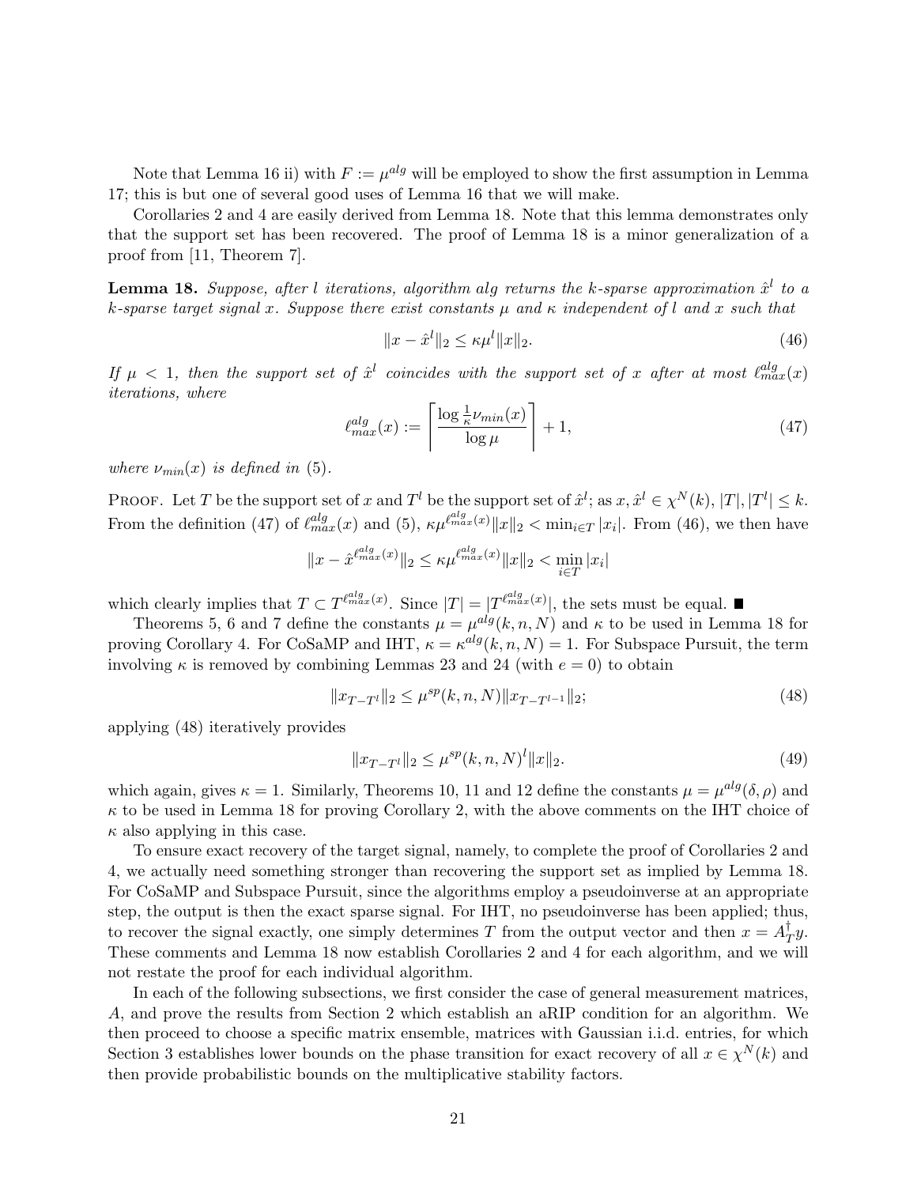Note that Lemma 16 ii) with $F := \mu^{alg}$ will be employed to show the first assumption in Lemma 17; this is but one of several good uses of Lemma 16 that we will make.

Corollaries 2 and 4 are easily derived from Lemma 18. Note that this lemma demonstrates only that the support set has been recovered. The proof of Lemma 18 is a minor generalization of a proof from [11, Theorem 7].

**Lemma 18.** *Suppose, after $l$ iterations, algorithm alg returns the $k$-sparse approximation $\hat{x}^l$ to a $k$-sparse target signal $x$. Suppose there exist constants $\mu$ and $\kappa$ independent of $l$ and $x$ such that*

$$\|x - \hat{x}^l\|_2 \leq \kappa \mu^l \|x\|_2. \tag{46}$$

*If $\mu < 1$, then the support set of $\hat{x}^l$ coincides with the support set of $x$ after at most $\ell_{max}^{alg}(x)$ iterations, where*

$$\ell_{max}^{alg}(x) := \left\lceil \frac{\log \frac{1}{\kappa}\nu_{min}(x)}{\log \mu} \right\rceil + 1, \tag{47}$$

*where $\nu_{min}(x)$ is defined in (5).*

Proof. Let $T$ be the support set of $x$ and $T^l$ be the support set of $\hat{x}^l$; as $x, \hat{x}^l \in \chi^N(k)$, $|T|, |T^l| \leq k$. From the definition (47) of $\ell_{max}^{alg}(x)$ and (5), $\kappa \mu^{\ell_{max}^{alg}(x)} \|x\|_2 < \min_{i \in T} |x_i|$. From (46), we then have

$$\|x - \hat{x}^{\ell_{max}^{alg}(x)}\|_2 \leq \kappa \mu^{\ell_{max}^{alg}(x)} \|x\|_2 < \min_{i \in T} |x_i|$$

which clearly implies that $T \subset T^{\ell_{max}^{alg}(x)}$. Since $|T| = |T^{\ell_{max}^{alg}(x)}|$, the sets must be equal. ■

Theorems 5, 6 and 7 define the constants $\mu = \mu^{alg}(k, n, N)$ and $\kappa$ to be used in Lemma 18 for proving Corollary 4. For CoSaMP and IHT, $\kappa = \kappa^{alg}(k, n, N) = 1$. For Subspace Pursuit, the term involving $\kappa$ is removed by combining Lemmas 23 and 24 (with $e = 0$) to obtain

$$\|x_{T - T^l}\|_2 \leq \mu^{sp}(k, n, N) \|x_{T - T^{l-1}}\|_2; \tag{48}$$

applying (48) iteratively provides

$$\|x_{T - T^l}\|_2 \leq \mu^{sp}(k, n, N)^l \|x\|_2. \tag{49}$$

which again, gives $\kappa = 1$. Similarly, Theorems 10, 11 and 12 define the constants $\mu = \mu^{alg}(\delta, \rho)$ and $\kappa$ to be used in Lemma 18 for proving Corollary 2, with the above comments on the IHT choice of $\kappa$ also applying in this case.

To ensure exact recovery of the target signal, namely, to complete the proof of Corollaries 2 and 4, we actually need something stronger than recovering the support set as implied by Lemma 18. For CoSaMP and Subspace Pursuit, since the algorithms employ a pseudoinverse at an appropriate step, the output is then the exact sparse signal. For IHT, no pseudoinverse has been applied; thus, to recover the signal exactly, one simply determines $T$ from the output vector and then $x = A_T^{\dagger} y$. These comments and Lemma 18 now establish Corollaries 2 and 4 for each algorithm, and we will not restate the proof for each individual algorithm.

In each of the following subsections, we first consider the case of general measurement matrices, $A$, and prove the results from Section 2 which establish an aRIP condition for an algorithm. We then proceed to choose a specific matrix ensemble, matrices with Gaussian i.i.d. entries, for which Section 3 establishes lower bounds on the phase transition for exact recovery of all $x \in \chi^N(k)$ and then provide probabilistic bounds on the multiplicative stability factors.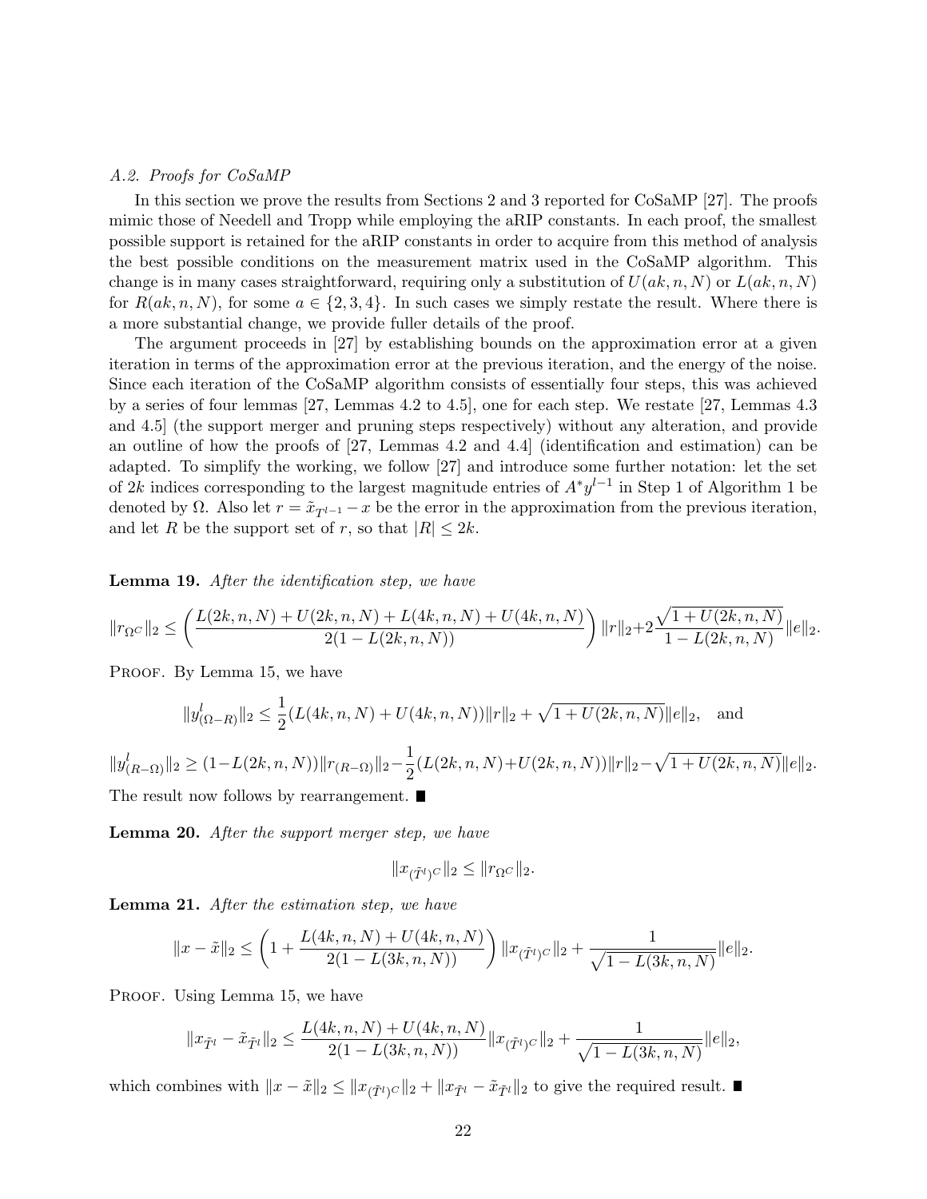*A.2. Proofs for CoSaMP*

In this section we prove the results from Sections 2 and 3 reported for CoSaMP [27]. The proofs mimic those of Needell and Tropp while employing the aRIP constants. In each proof, the smallest possible support is retained for the aRIP constants in order to acquire from this method of analysis the best possible conditions on the measurement matrix used in the CoSaMP algorithm. This change is in many cases straightforward, requiring only a substitution of $U(ak, n, N)$ or $L(ak, n, N)$ for $R(ak, n, N)$, for some $a \in \{2, 3, 4\}$. In such cases we simply restate the result. Where there is a more substantial change, we provide fuller details of the proof.

The argument proceeds in [27] by establishing bounds on the approximation error at a given iteration in terms of the approximation error at the previous iteration, and the energy of the noise. Since each iteration of the CoSaMP algorithm consists of essentially four steps, this was achieved by a series of four lemmas [27, Lemmas 4.2 to 4.5], one for each step. We restate [27, Lemmas 4.3 and 4.5] (the support merger and pruning steps respectively) without any alteration, and provide an outline of how the proofs of [27, Lemmas 4.2 and 4.4] (identification and estimation) can be adapted. To simplify the working, we follow [27] and introduce some further notation: let the set of $2k$ indices corresponding to the largest magnitude entries of $A^*y^{l-1}$ in Step 1 of Algorithm 1 be denoted by $\Omega$. Also let $r = \tilde{x}_{T^{l-1}} - x$ be the error in the approximation from the previous iteration, and let $R$ be the support set of $r$, so that $|R| \leq 2k$.

**Lemma 19.** *After the identification step, we have*

$$\|r_{\Omega^C}\|_2 \leq \left(\frac{L(2k,n,N)+U(2k,n,N)+L(4k,n,N)+U(4k,n,N)}{2(1-L(2k,n,N))}\right)\|r\|_2 + 2\frac{\sqrt{1+U(2k,n,N)}}{1-L(2k,n,N)}\|e\|_2.$$

PROOF. By Lemma 15, we have

$$\|y^l_{(\Omega-R)}\|_2 \leq \frac{1}{2}(L(4k,n,N)+U(4k,n,N))\|r\|_2 + \sqrt{1+U(2k,n,N)}\|e\|_2, \quad \text{and}$$

$$\|y^l_{(R-\Omega)}\|_2 \geq (1-L(2k,n,N))\|r_{(R-\Omega)}\|_2 - \frac{1}{2}(L(2k,n,N)+U(2k,n,N))\|r\|_2 - \sqrt{1+U(2k,n,N)}\|e\|_2.$$

The result now follows by rearrangement. ■

**Lemma 20.** *After the support merger step, we have*

$$\|x_{(\tilde{T}^l)^C}\|_2 \leq \|r_{\Omega^C}\|_2.$$

**Lemma 21.** *After the estimation step, we have*

$$\|x - \tilde{x}\|_2 \leq \left(1 + \frac{L(4k,n,N)+U(4k,n,N)}{2(1-L(3k,n,N))}\right)\|x_{(\tilde{T}^l)^C}\|_2 + \frac{1}{\sqrt{1-L(3k,n,N)}}\|e\|_2.$$

PROOF. Using Lemma 15, we have

$$\|x_{\tilde{T}^l} - \tilde{x}_{\tilde{T}^l}\|_2 \leq \frac{L(4k,n,N)+U(4k,n,N)}{2(1-L(3k,n,N))}\|x_{(\tilde{T}^l)^C}\|_2 + \frac{1}{\sqrt{1-L(3k,n,N)}}\|e\|_2,$$

which combines with $\|x - \tilde{x}\|_2 \leq \|x_{(\tilde{T}^l)^C}\|_2 + \|x_{\tilde{T}^l} - \tilde{x}_{\tilde{T}^l}\|_2$ to give the required result. ■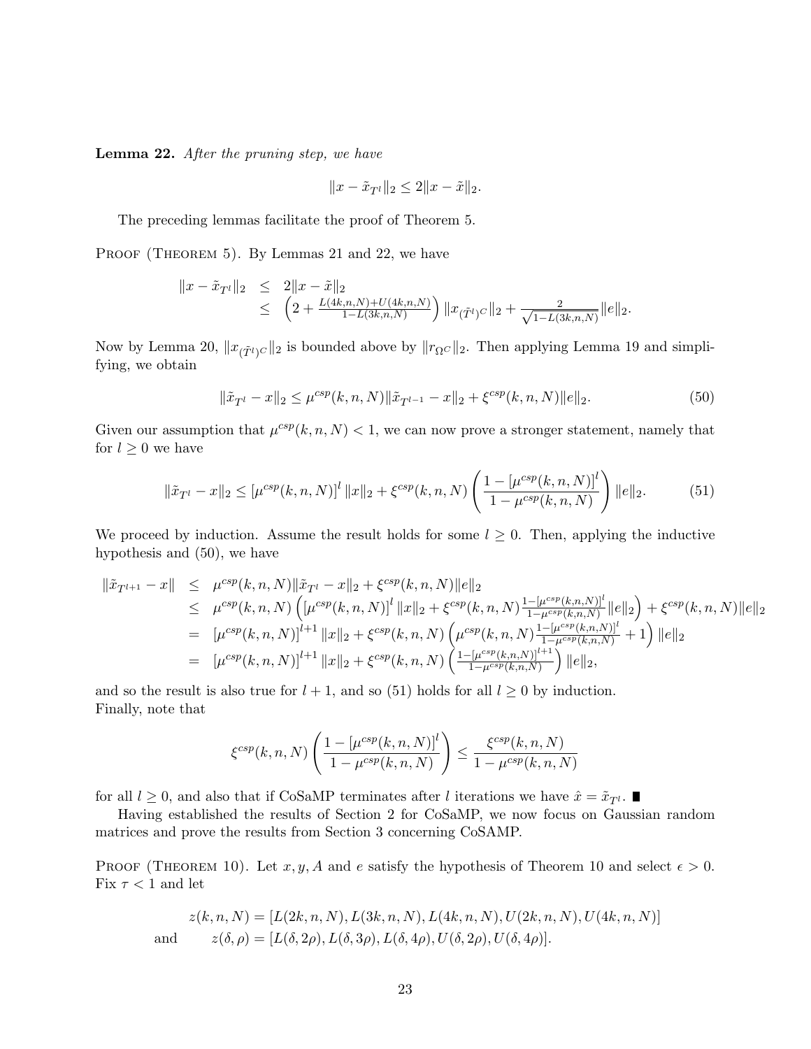**Lemma 22.** *After the pruning step, we have*

$$\|x - \tilde{x}_{T^l}\|_2 \leq 2\|x - \tilde{x}\|_2.$$

The preceding lemmas facilitate the proof of Theorem 5.

Proof (Theorem 5). By Lemmas 21 and 22, we have

$$\begin{aligned}
\|x - \tilde{x}_{T^l}\|_2 &\leq 2\|x - \tilde{x}\|_2 \\
&\leq \left(2 + \frac{L(4k,n,N)+U(4k,n,N)}{1-L(3k,n,N)}\right)\|x_{(\tilde{T}^l)^C}\|_2 + \frac{2}{\sqrt{1-L(3k,n,N)}}\|e\|_2.
\end{aligned}$$

Now by Lemma 20, $\|x_{(\tilde{T}^l)^C}\|_2$ is bounded above by $\|r_{\Omega^C}\|_2$. Then applying Lemma 19 and simplifying, we obtain

$$\|\tilde{x}_{T^l} - x\|_2 \leq \mu^{csp}(k,n,N)\|\tilde{x}_{T^{l-1}} - x\|_2 + \xi^{csp}(k,n,N)\|e\|_2. \tag{50}$$

Given our assumption that $\mu^{csp}(k,n,N) < 1$, we can now prove a stronger statement, namely that for $l \geq 0$ we have

$$\|\tilde{x}_{T^l} - x\|_2 \leq [\mu^{csp}(k,n,N)]^l \|x\|_2 + \xi^{csp}(k,n,N)\left(\frac{1-[\mu^{csp}(k,n,N)]^l}{1-\mu^{csp}(k,n,N)}\right)\|e\|_2. \tag{51}$$

We proceed by induction. Assume the result holds for some $l \geq 0$. Then, applying the inductive hypothesis and (50), we have

$$\begin{aligned}
\|\tilde{x}_{T^{l+1}} - x\| &\leq \mu^{csp}(k,n,N)\|\tilde{x}_{T^l} - x\|_2 + \xi^{csp}(k,n,N)\|e\|_2 \\
&\leq \mu^{csp}(k,n,N)\left([\mu^{csp}(k,n,N)]^l\|x\|_2 + \xi^{csp}(k,n,N)\frac{1-[\mu^{csp}(k,n,N)]^l}{1-\mu^{csp}(k,n,N)}\|e\|_2\right) + \xi^{csp}(k,n,N)\|e\|_2 \\
&= [\mu^{csp}(k,n,N)]^{l+1}\|x\|_2 + \xi^{csp}(k,n,N)\left(\mu^{csp}(k,n,N)\frac{1-[\mu^{csp}(k,n,N)]^l}{1-\mu^{csp}(k,n,N)} + 1\right)\|e\|_2 \\
&= [\mu^{csp}(k,n,N)]^{l+1}\|x\|_2 + \xi^{csp}(k,n,N)\left(\frac{1-[\mu^{csp}(k,n,N)]^{l+1}}{1-\mu^{csp}(k,n,N)}\right)\|e\|_2,
\end{aligned}$$

and so the result is also true for $l+1$, and so (51) holds for all $l \geq 0$ by induction.
Finally, note that

$$\xi^{csp}(k,n,N)\left(\frac{1-[\mu^{csp}(k,n,N)]^l}{1-\mu^{csp}(k,n,N)}\right) \leq \frac{\xi^{csp}(k,n,N)}{1-\mu^{csp}(k,n,N)}$$

for all $l \geq 0$, and also that if CoSaMP terminates after $l$ iterations we have $\hat{x} = \tilde{x}_{T^l}$. ∎

Having established the results of Section 2 for CoSaMP, we now focus on Gaussian random matrices and prove the results from Section 3 concerning CoSAMP.

Proof (Theorem 10). Let $x, y, A$ and $e$ satisfy the hypothesis of Theorem 10 and select $\epsilon > 0$. Fix $\tau < 1$ and let

$$\begin{aligned}
&z(k,n,N) = [L(2k,n,N), L(3k,n,N), L(4k,n,N), U(2k,n,N), U(4k,n,N)] \\
\text{and} \quad &z(\delta,\rho) = [L(\delta,2\rho), L(\delta,3\rho), L(\delta,4\rho), U(\delta,2\rho), U(\delta,4\rho)].
\end{aligned}$$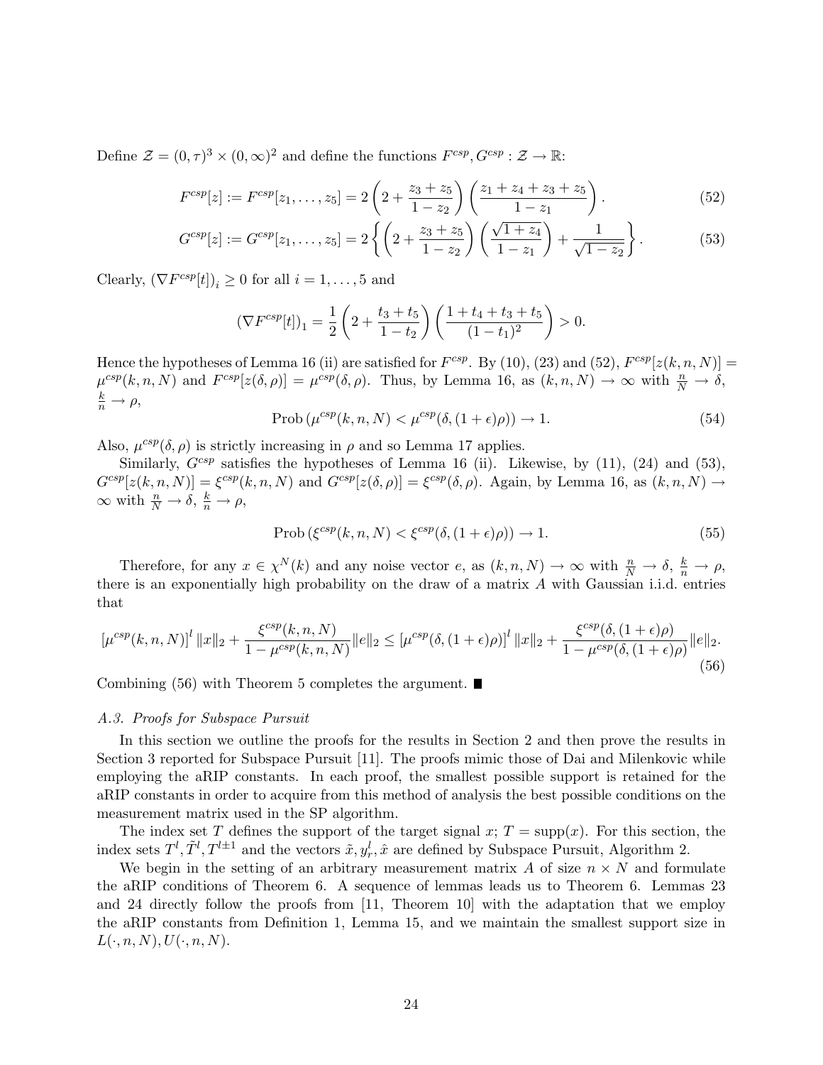Define $\mathcal{Z} = (0,\tau)^3 \times (0,\infty)^2$ and define the functions $F^{csp}, G^{csp} : \mathcal{Z} \to \mathbb{R}$:

$$
F^{csp}[z] := F^{csp}[z_1,\dots,z_5] = 2\left(2 + \frac{z_3+z_5}{1-z_2}\right)\left(\frac{z_1+z_4+z_3+z_5}{1-z_1}\right). \tag{52}
$$

$$
G^{csp}[z] := G^{csp}[z_1,\dots,z_5] = 2\left\{\left(2 + \frac{z_3+z_5}{1-z_2}\right)\left(\frac{\sqrt{1+z_4}}{1-z_1}\right) + \frac{1}{\sqrt{1-z_2}}\right\}. \tag{53}
$$

Clearly, $(\nabla F^{csp}[t])_i \geq 0$ for all $i = 1,\dots,5$ and

$$
(\nabla F^{csp}[t])_1 = \frac{1}{2}\left(2 + \frac{t_3+t_5}{1-t_2}\right)\left(\frac{1+t_4+t_3+t_5}{(1-t_1)^2}\right) > 0.
$$

Hence the hypotheses of Lemma 16 (ii) are satisfied for $F^{csp}$. By (10), (23) and (52), $F^{csp}[z(k,n,N)] = \mu^{csp}(k,n,N)$ and $F^{csp}[z(\delta,\rho)] = \mu^{csp}(\delta,\rho)$. Thus, by Lemma 16, as $(k,n,N) \to \infty$ with $\frac{n}{N} \to \delta$, $\frac{k}{n} \to \rho$,

$$
\text{Prob}\left(\mu^{csp}(k,n,N) < \mu^{csp}(\delta,(1+\epsilon)\rho)\right) \to 1. \tag{54}
$$

Also, $\mu^{csp}(\delta,\rho)$ is strictly increasing in $\rho$ and so Lemma 17 applies.

Similarly, $G^{csp}$ satisfies the hypotheses of Lemma 16 (ii). Likewise, by (11), (24) and (53), $G^{csp}[z(k,n,N)] = \xi^{csp}(k,n,N)$ and $G^{csp}[z(\delta,\rho)] = \xi^{csp}(\delta,\rho)$. Again, by Lemma 16, as $(k,n,N) \to \infty$ with $\frac{n}{N} \to \delta$, $\frac{k}{n} \to \rho$,

$$
\text{Prob}\left(\xi^{csp}(k,n,N) < \xi^{csp}(\delta,(1+\epsilon)\rho)\right) \to 1. \tag{55}
$$

Therefore, for any $x \in \chi^N(k)$ and any noise vector $e$, as $(k,n,N) \to \infty$ with $\frac{n}{N} \to \delta$, $\frac{k}{n} \to \rho$, there is an exponentially high probability on the draw of a matrix $A$ with Gaussian i.i.d. entries that

$$
\left[\mu^{csp}(k,n,N)\right]^l \|x\|_2 + \frac{\xi^{csp}(k,n,N)}{1-\mu^{csp}(k,n,N)}\|e\|_2 \leq \left[\mu^{csp}(\delta,(1+\epsilon)\rho)\right]^l \|x\|_2 + \frac{\xi^{csp}(\delta,(1+\epsilon)\rho)}{1-\mu^{csp}(\delta,(1+\epsilon)\rho)}\|e\|_2. \tag{56}
$$

Combining (56) with Theorem 5 completes the argument. ∎

*A.3. Proofs for Subspace Pursuit*

In this section we outline the proofs for the results in Section 2 and then prove the results in Section 3 reported for Subspace Pursuit [11]. The proofs mimic those of Dai and Milenkovic while employing the aRIP constants. In each proof, the smallest possible support is retained for the aRIP constants in order to acquire from this method of analysis the best possible conditions on the measurement matrix used in the SP algorithm.

The index set $T$ defines the support of the target signal $x$; $T = \text{supp}(x)$. For this section, the index sets $T^l, \tilde{T}^l, T^{l\pm1}$ and the vectors $\tilde{x}, y_r^l, \hat{x}$ are defined by Subspace Pursuit, Algorithm 2.

We begin in the setting of an arbitrary measurement matrix $A$ of size $n \times N$ and formulate the aRIP conditions of Theorem 6. A sequence of lemmas leads us to Theorem 6. Lemmas 23 and 24 directly follow the proofs from [11, Theorem 10] with the adaptation that we employ the aRIP constants from Definition 1, Lemma 15, and we maintain the smallest support size in $L(\cdot,n,N), U(\cdot,n,N)$.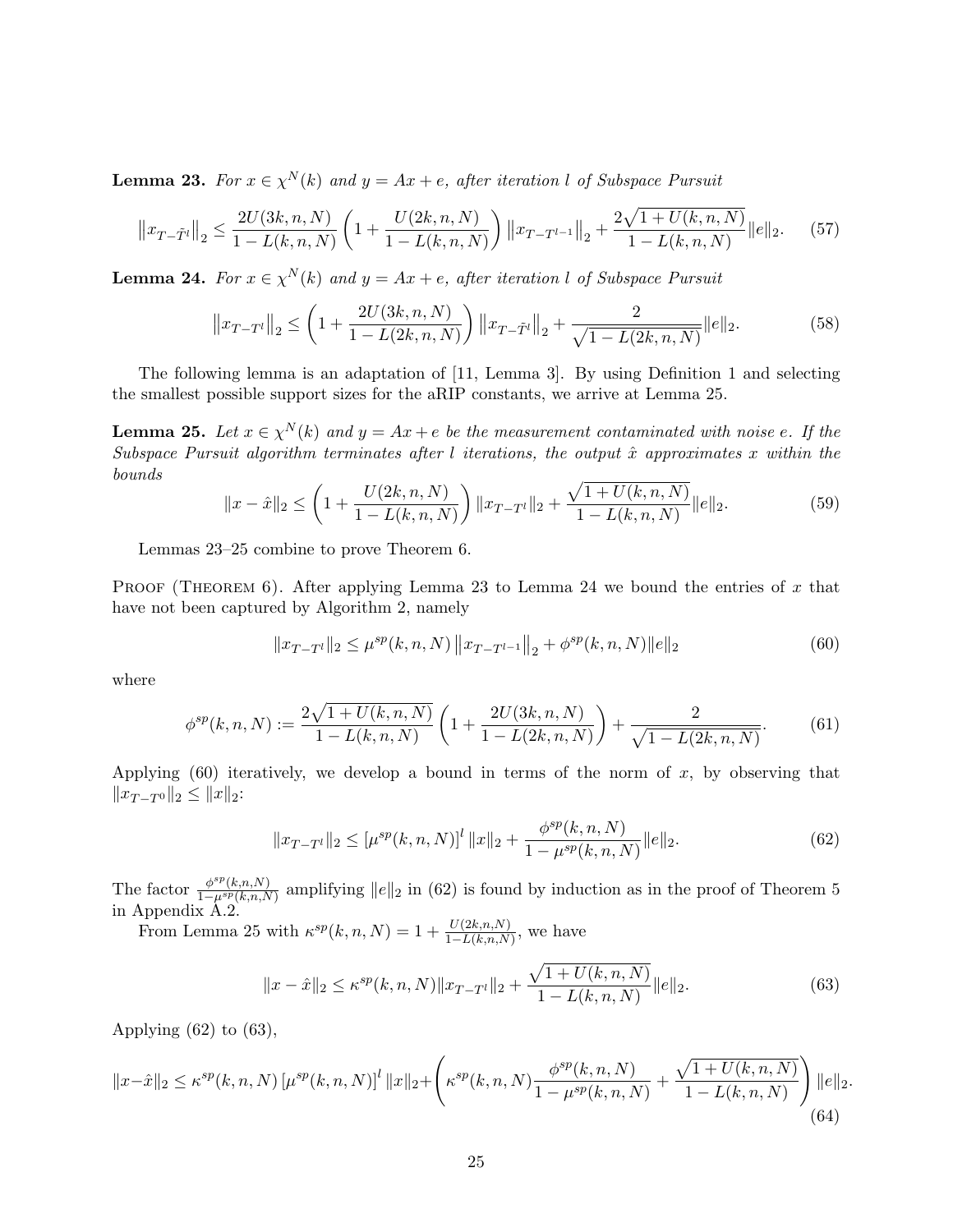**Lemma 23.** *For $x \in \chi^N(k)$ and $y = Ax + e$, after iteration $l$ of Subspace Pursuit*

$$\left\|x_{T-\tilde{T}^l}\right\|_2 \leq \frac{2U(3k,n,N)}{1-L(k,n,N)}\left(1+\frac{U(2k,n,N)}{1-L(k,n,N)}\right)\left\|x_{T-T^{l-1}}\right\|_2 + \frac{2\sqrt{1+U(k,n,N)}}{1-L(k,n,N)}\|e\|_2. \tag{57}$$

**Lemma 24.** *For $x \in \chi^N(k)$ and $y = Ax + e$, after iteration $l$ of Subspace Pursuit*

$$\left\|x_{T-T^l}\right\|_2 \leq \left(1+\frac{2U(3k,n,N)}{1-L(2k,n,N)}\right)\left\|x_{T-\tilde{T}^l}\right\|_2 + \frac{2}{\sqrt{1-L(2k,n,N)}}\|e\|_2. \tag{58}$$

The following lemma is an adaptation of [11, Lemma 3]. By using Definition 1 and selecting the smallest possible support sizes for the aRIP constants, we arrive at Lemma 25.

**Lemma 25.** *Let $x \in \chi^N(k)$ and $y = Ax + e$ be the measurement contaminated with noise $e$. If the Subspace Pursuit algorithm terminates after $l$ iterations, the output $\hat{x}$ approximates $x$ within the bounds*

$$\|x-\hat{x}\|_2 \leq \left(1+\frac{U(2k,n,N)}{1-L(k,n,N)}\right)\|x_{T-T^l}\|_2 + \frac{\sqrt{1+U(k,n,N)}}{1-L(k,n,N)}\|e\|_2. \tag{59}$$

Lemmas 23–25 combine to prove Theorem 6.

Proof (Theorem 6). After applying Lemma 23 to Lemma 24 we bound the entries of $x$ that have not been captured by Algorithm 2, namely

$$\|x_{T-T^l}\|_2 \leq \mu^{sp}(k,n,N)\left\|x_{T-T^{l-1}}\right\|_2 + \phi^{sp}(k,n,N)\|e\|_2 \tag{60}$$

where

$$\phi^{sp}(k,n,N) := \frac{2\sqrt{1+U(k,n,N)}}{1-L(k,n,N)}\left(1+\frac{2U(3k,n,N)}{1-L(2k,n,N)}\right) + \frac{2}{\sqrt{1-L(2k,n,N)}}. \tag{61}$$

Applying (60) iteratively, we develop a bound in terms of the norm of $x$, by observing that $\|x_{T-T^0}\|_2 \leq \|x\|_2$:

$$\|x_{T-T^l}\|_2 \leq \left[\mu^{sp}(k,n,N)\right]^l\|x\|_2 + \frac{\phi^{sp}(k,n,N)}{1-\mu^{sp}(k,n,N)}\|e\|_2. \tag{62}$$

The factor $\frac{\phi^{sp}(k,n,N)}{1-\mu^{sp}(k,n,N)}$ amplifying $\|e\|_2$ in (62) is found by induction as in the proof of Theorem 5 in Appendix A.2.

From Lemma 25 with $\kappa^{sp}(k,n,N) = 1 + \frac{U(2k,n,N)}{1-L(k,n,N)}$, we have

$$\|x-\hat{x}\|_2 \leq \kappa^{sp}(k,n,N)\|x_{T-T^l}\|_2 + \frac{\sqrt{1+U(k,n,N)}}{1-L(k,n,N)}\|e\|_2. \tag{63}$$

Applying (62) to (63),

$$\|x-\hat{x}\|_2 \leq \kappa^{sp}(k,n,N)\left[\mu^{sp}(k,n,N)\right]^l\|x\|_2 + \left(\kappa^{sp}(k,n,N)\frac{\phi^{sp}(k,n,N)}{1-\mu^{sp}(k,n,N)} + \frac{\sqrt{1+U(k,n,N)}}{1-L(k,n,N)}\right)\|e\|_2. \tag{64}$$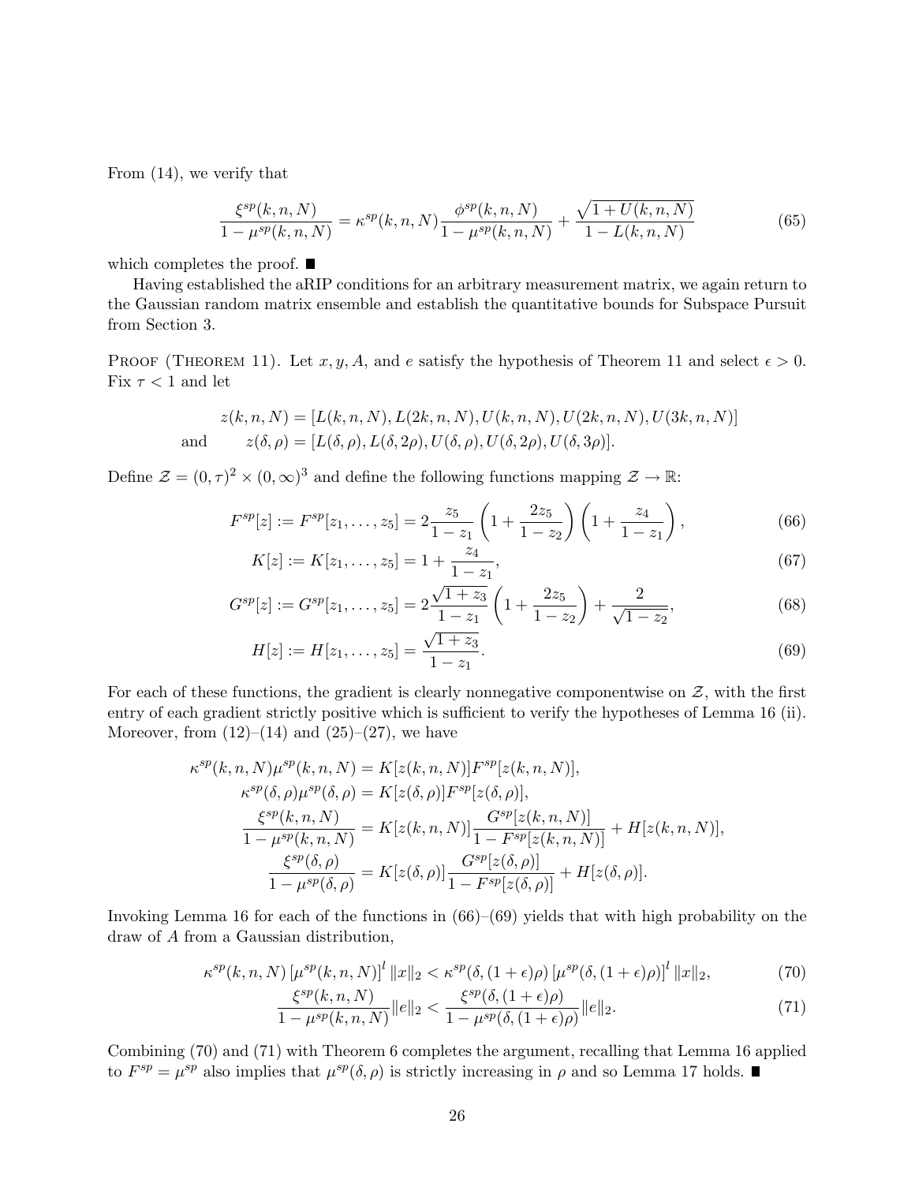From (14), we verify that

$$\frac{\xi^{sp}(k,n,N)}{1-\mu^{sp}(k,n,N)} = \kappa^{sp}(k,n,N)\frac{\phi^{sp}(k,n,N)}{1-\mu^{sp}(k,n,N)} + \frac{\sqrt{1+U(k,n,N)}}{1-L(k,n,N)} \tag{65}$$

which completes the proof. ∎

Having established the aRIP conditions for an arbitrary measurement matrix, we again return to the Gaussian random matrix ensemble and establish the quantitative bounds for Subspace Pursuit from Section 3.

Proof (Theorem 11). Let $x, y, A$, and $e$ satisfy the hypothesis of Theorem 11 and select $\epsilon > 0$. Fix $\tau < 1$ and let

$$\begin{aligned} z(k,n,N) &= [L(k,n,N), L(2k,n,N), U(k,n,N), U(2k,n,N), U(3k,n,N)] \\ \text{and} \qquad z(\delta,\rho) &= [L(\delta,\rho), L(\delta,2\rho), U(\delta,\rho), U(\delta,2\rho), U(\delta,3\rho)]. \end{aligned}$$

Define $\mathcal{Z} = (0,\tau)^2 \times (0,\infty)^3$ and define the following functions mapping $\mathcal{Z} \to \mathbb{R}$:

$$F^{sp}[z] := F^{sp}[z_1,\dots,z_5] = 2\frac{z_5}{1-z_1}\left(1+\frac{2z_5}{1-z_2}\right)\left(1+\frac{z_4}{1-z_1}\right), \tag{66}$$

$$K[z] := K[z_1,\dots,z_5] = 1+\frac{z_4}{1-z_1}, \tag{67}$$

$$G^{sp}[z] := G^{sp}[z_1,\dots,z_5] = 2\frac{\sqrt{1+z_3}}{1-z_1}\left(1+\frac{2z_5}{1-z_2}\right) + \frac{2}{\sqrt{1-z_2}}, \tag{68}$$

$$H[z] := H[z_1,\dots,z_5] = \frac{\sqrt{1+z_3}}{1-z_1}. \tag{69}$$

For each of these functions, the gradient is clearly nonnegative componentwise on $\mathcal{Z}$, with the first entry of each gradient strictly positive which is sufficient to verify the hypotheses of Lemma 16 (ii). Moreover, from (12)–(14) and (25)–(27), we have

$$\begin{aligned} \kappa^{sp}(k,n,N)\mu^{sp}(k,n,N) &= K[z(k,n,N)]F^{sp}[z(k,n,N)], \\ \kappa^{sp}(\delta,\rho)\mu^{sp}(\delta,\rho) &= K[z(\delta,\rho)]F^{sp}[z(\delta,\rho)], \\ \frac{\xi^{sp}(k,n,N)}{1-\mu^{sp}(k,n,N)} &= K[z(k,n,N)]\frac{G^{sp}[z(k,n,N)]}{1-F^{sp}[z(k,n,N)]} + H[z(k,n,N)], \\ \frac{\xi^{sp}(\delta,\rho)}{1-\mu^{sp}(\delta,\rho)} &= K[z(\delta,\rho)]\frac{G^{sp}[z(\delta,\rho)]}{1-F^{sp}[z(\delta,\rho)]} + H[z(\delta,\rho)]. \end{aligned}$$

Invoking Lemma 16 for each of the functions in (66)–(69) yields that with high probability on the draw of $A$ from a Gaussian distribution,

$$\kappa^{sp}(k,n,N)\left[\mu^{sp}(k,n,N)\right]^l \|x\|_2 < \kappa^{sp}(\delta,(1+\epsilon)\rho)\left[\mu^{sp}(\delta,(1+\epsilon)\rho)\right]^l \|x\|_2, \tag{70}$$

$$\frac{\xi^{sp}(k,n,N)}{1-\mu^{sp}(k,n,N)}\|e\|_2 < \frac{\xi^{sp}(\delta,(1+\epsilon)\rho)}{1-\mu^{sp}(\delta,(1+\epsilon)\rho)}\|e\|_2. \tag{71}$$

Combining (70) and (71) with Theorem 6 completes the argument, recalling that Lemma 16 applied to $F^{sp} = \mu^{sp}$ also implies that $\mu^{sp}(\delta,\rho)$ is strictly increasing in $\rho$ and so Lemma 17 holds. ∎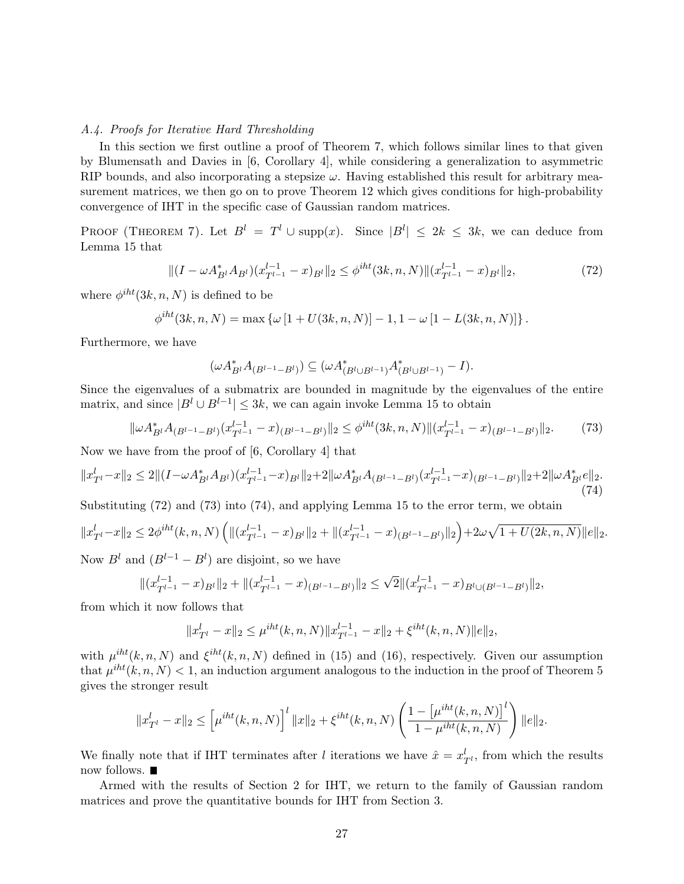*A.4. Proofs for Iterative Hard Thresholding*

In this section we first outline a proof of Theorem 7, which follows similar lines to that given by Blumensath and Davies in [6, Corollary 4], while considering a generalization to asymmetric RIP bounds, and also incorporating a stepsize $\omega$. Having established this result for arbitrary measurement matrices, we then go on to prove Theorem 12 which gives conditions for high-probability convergence of IHT in the specific case of Gaussian random matrices.

Proof (Theorem 7). Let $B^l = T^l \cup \text{supp}(x)$. Since $|B^l| \leq 2k \leq 3k$, we can deduce from Lemma 15 that

$$\|(I - \omega A^*_{B^l} A_{B^l})(x^{l-1}_{T^{l-1}} - x)_{B^l}\|_2 \leq \phi^{iht}(3k, n, N) \|(x^{l-1}_{T^{l-1}} - x)_{B^l}\|_2, \tag{72}$$

where $\phi^{iht}(3k, n, N)$ is defined to be

$$\phi^{iht}(3k, n, N) = \max\left\{\omega\left[1 + U(3k, n, N)\right] - 1, 1 - \omega\left[1 - L(3k, n, N)\right]\right\}.$$

Furthermore, we have

$$(\omega A^*_{B^l} A_{(B^{l-1} - B^l)}) \subseteq (\omega A^*_{(B^l \cup B^{l-1})} A^*_{(B^l \cup B^{l-1})} - I).$$

Since the eigenvalues of a submatrix are bounded in magnitude by the eigenvalues of the entire matrix, and since $|B^l \cup B^{l-1}| \leq 3k$, we can again invoke Lemma 15 to obtain

$$\|\omega A^*_{B^l} A_{(B^{l-1} - B^l)} (x^{l-1}_{T^{l-1}} - x)_{(B^{l-1} - B^l)}\|_2 \leq \phi^{iht}(3k, n, N) \|(x^{l-1}_{T^{l-1}} - x)_{(B^{l-1} - B^l)}\|_2. \tag{73}$$

Now we have from the proof of [6, Corollary 4] that

$$\|x^l_{T^l} - x\|_2 \leq 2\|(I - \omega A^*_{B^l} A_{B^l})(x^{l-1}_{T^{l-1}} - x)_{B^l}\|_2 + 2\|\omega A^*_{B^l} A_{(B^{l-1} - B^l)}(x^{l-1}_{T^{l-1}} - x)_{(B^{l-1} - B^l)}\|_2 + 2\|\omega A^*_{B^l} e\|_2. \tag{74}$$

Substituting (72) and (73) into (74), and applying Lemma 15 to the error term, we obtain

$$\|x^l_{T^l} - x\|_2 \leq 2\phi^{iht}(k, n, N)\left(\|(x^{l-1}_{T^{l-1}} - x)_{B^l}\|_2 + \|(x^{l-1}_{T^{l-1}} - x)_{(B^{l-1} - B^l)}\|_2\right) + 2\omega\sqrt{1 + U(2k, n, N)}\|e\|_2.$$

Now $B^l$ and $(B^{l-1} - B^l)$ are disjoint, so we have

$$\|(x^{l-1}_{T^{l-1}} - x)_{B^l}\|_2 + \|(x^{l-1}_{T^{l-1}} - x)_{(B^{l-1} - B^l)}\|_2 \leq \sqrt{2}\|(x^{l-1}_{T^{l-1}} - x)_{B^l \cup (B^{l-1} - B^l)}\|_2,$$

from which it now follows that

$$\|x^l_{T^l} - x\|_2 \leq \mu^{iht}(k, n, N)\|x^{l-1}_{T^{l-1}} - x\|_2 + \xi^{iht}(k, n, N)\|e\|_2,$$

with $\mu^{iht}(k, n, N)$ and $\xi^{iht}(k, n, N)$ defined in (15) and (16), respectively. Given our assumption that $\mu^{iht}(k, n, N) < 1$, an induction argument analogous to the induction in the proof of Theorem 5 gives the stronger result

$$\|x^l_{T^l} - x\|_2 \leq \left[\mu^{iht}(k, n, N)\right]^l \|x\|_2 + \xi^{iht}(k, n, N)\left(\frac{1 - \left[\mu^{iht}(k, n, N)\right]^l}{1 - \mu^{iht}(k, n, N)}\right)\|e\|_2.$$

We finally note that if IHT terminates after $l$ iterations we have $\hat{x} = x^l_{T^l}$, from which the results now follows. ■

Armed with the results of Section 2 for IHT, we return to the family of Gaussian random matrices and prove the quantitative bounds for IHT from Section 3.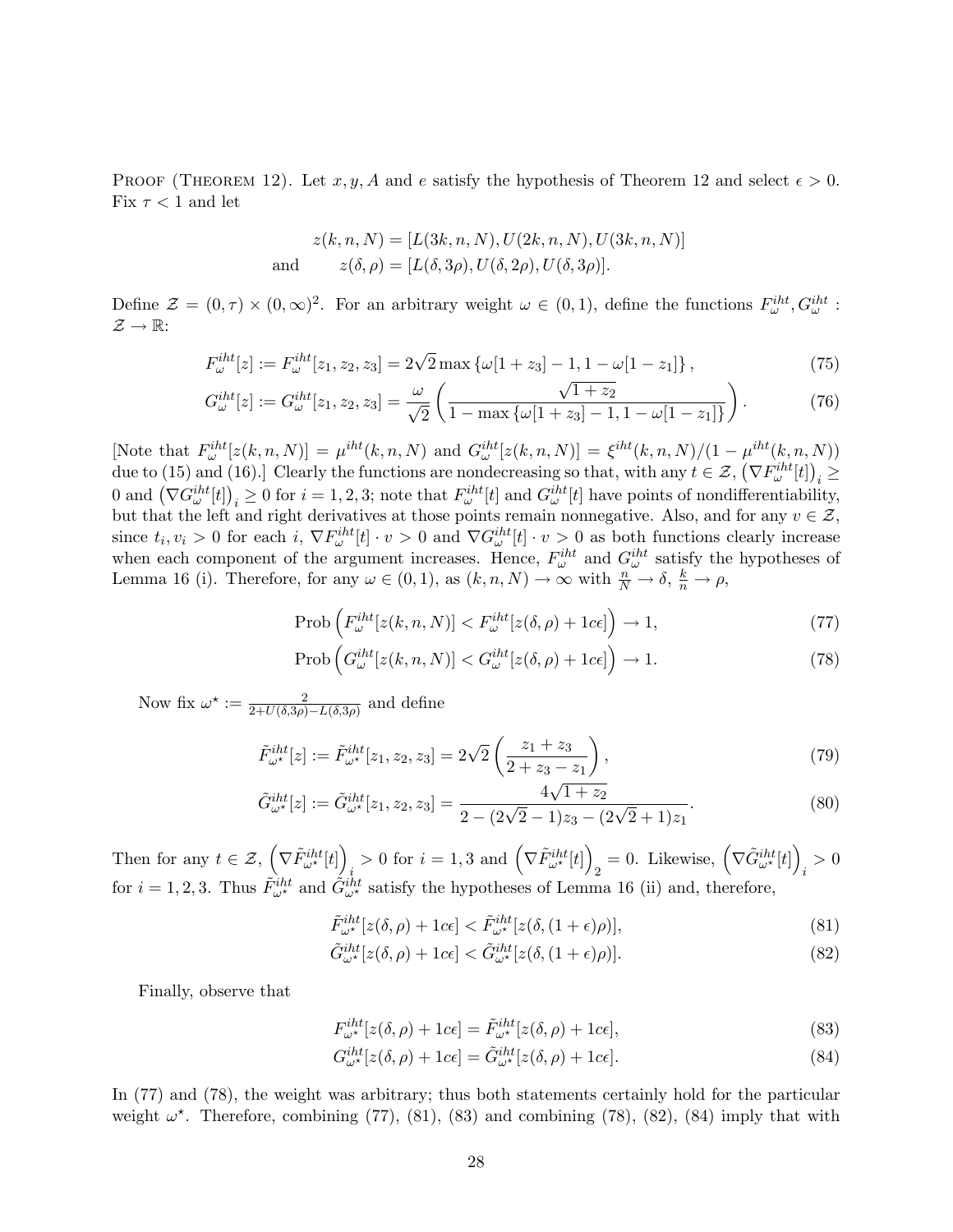Proof (Theorem 12). Let $x, y, A$ and $e$ satisfy the hypothesis of Theorem 12 and select $\epsilon > 0$. Fix $\tau < 1$ and let

$$
\begin{aligned}
z(k,n,N) &= [L(3k,n,N), U(2k,n,N), U(3k,n,N)] \\
\text{and} \qquad z(\delta,\rho) &= [L(\delta,3\rho), U(\delta,2\rho), U(\delta,3\rho)].
\end{aligned}
$$

Define $\mathcal{Z} = (0,\tau) \times (0,\infty)^2$. For an arbitrary weight $\omega \in (0,1)$, define the functions $F^{iht}_{\omega}, G^{iht}_{\omega} : \mathcal{Z} \to \mathbb{R}$:

$$
F^{iht}_{\omega}[z] := F^{iht}_{\omega}[z_1,z_2,z_3] = 2\sqrt{2}\max\left\{\omega[1+z_3]-1, 1-\omega[1-z_1]\right\}, \tag{75}
$$

$$
G^{iht}_{\omega}[z] := G^{iht}_{\omega}[z_1,z_2,z_3] = \frac{\omega}{\sqrt{2}}\left(\frac{\sqrt{1+z_2}}{1-\max\left\{\omega[1+z_3]-1, 1-\omega[1-z_1]\right\}}\right). \tag{76}
$$

[Note that $F^{iht}_{\omega}[z(k,n,N)] = \mu^{iht}(k,n,N)$ and $G^{iht}_{\omega}[z(k,n,N)] = \xi^{iht}(k,n,N)/(1-\mu^{iht}(k,n,N))$ due to (15) and (16).] Clearly the functions are nondecreasing so that, with any $t \in \mathcal{Z}$, $\left(\nabla F^{iht}_{\omega}[t]\right)_i \geq 0$ and $\left(\nabla G^{iht}_{\omega}[t]\right)_i \geq 0$ for $i = 1,2,3$; note that $F^{iht}_{\omega}[t]$ and $G^{iht}_{\omega}[t]$ have points of nondifferentiability, but that the left and right derivatives at those points remain nonnegative. Also, and for any $v \in \mathcal{Z}$, since $t_i, v_i > 0$ for each $i$, $\nabla F^{iht}_{\omega}[t] \cdot v > 0$ and $\nabla G^{iht}_{\omega}[t] \cdot v > 0$ as both functions clearly increase when each component of the argument increases. Hence, $F^{iht}_{\omega}$ and $G^{iht}_{\omega}$ satisfy the hypotheses of Lemma 16 (i). Therefore, for any $\omega \in (0,1)$, as $(k,n,N) \to \infty$ with $\frac{n}{N} \to \delta$, $\frac{k}{n} \to \rho$,

$$
\text{Prob}\left(F^{iht}_{\omega}[z(k,n,N)] < F^{iht}_{\omega}[z(\delta,\rho) + 1c\epsilon]\right) \to 1, \tag{77}
$$

$$
\text{Prob}\left(G^{iht}_{\omega}[z(k,n,N)] < G^{iht}_{\omega}[z(\delta,\rho) + 1c\epsilon]\right) \to 1. \tag{78}
$$

Now fix $\omega^\star := \frac{2}{2+U(\delta,3\rho)-L(\delta,3\rho)}$ and define

$$
\tilde{F}^{iht}_{\omega^\star}[z] := \tilde{F}^{iht}_{\omega^\star}[z_1,z_2,z_3] = 2\sqrt{2}\left(\frac{z_1+z_3}{2+z_3-z_1}\right), \tag{79}
$$

$$
\tilde{G}^{iht}_{\omega^\star}[z] := \tilde{G}^{iht}_{\omega^\star}[z_1,z_2,z_3] = \frac{4\sqrt{1+z_2}}{2-(2\sqrt{2}-1)z_3-(2\sqrt{2}+1)z_1}. \tag{80}
$$

Then for any $t \in \mathcal{Z}$, $\left(\nabla \tilde{F}^{iht}_{\omega^\star}[t]\right)_i > 0$ for $i = 1,3$ and $\left(\nabla \tilde{F}^{iht}_{\omega^\star}[t]\right)_2 = 0$. Likewise, $\left(\nabla \tilde{G}^{iht}_{\omega^\star}[t]\right)_i > 0$ for $i = 1,2,3$. Thus $\tilde{F}^{iht}_{\omega^\star}$ and $\tilde{G}^{iht}_{\omega^\star}$ satisfy the hypotheses of Lemma 16 (ii) and, therefore,

$$
\tilde{F}^{iht}_{\omega^\star}[z(\delta,\rho) + 1c\epsilon] < \tilde{F}^{iht}_{\omega^\star}[z(\delta,(1+\epsilon)\rho)], \tag{81}
$$

$$
\tilde{G}^{iht}_{\omega^\star}[z(\delta,\rho) + 1c\epsilon] < \tilde{G}^{iht}_{\omega^\star}[z(\delta,(1+\epsilon)\rho)]. \tag{82}
$$

Finally, observe that

$$
F^{iht}_{\omega^\star}[z(\delta,\rho) + 1c\epsilon] = \tilde{F}^{iht}_{\omega^\star}[z(\delta,\rho) + 1c\epsilon], \tag{83}
$$

$$
G^{iht}_{\omega^\star}[z(\delta,\rho) + 1c\epsilon] = \tilde{G}^{iht}_{\omega^\star}[z(\delta,\rho) + 1c\epsilon]. \tag{84}
$$

In (77) and (78), the weight was arbitrary; thus both statements certainly hold for the particular weight $\omega^\star$. Therefore, combining (77), (81), (83) and combining (78), (82), (84) imply that with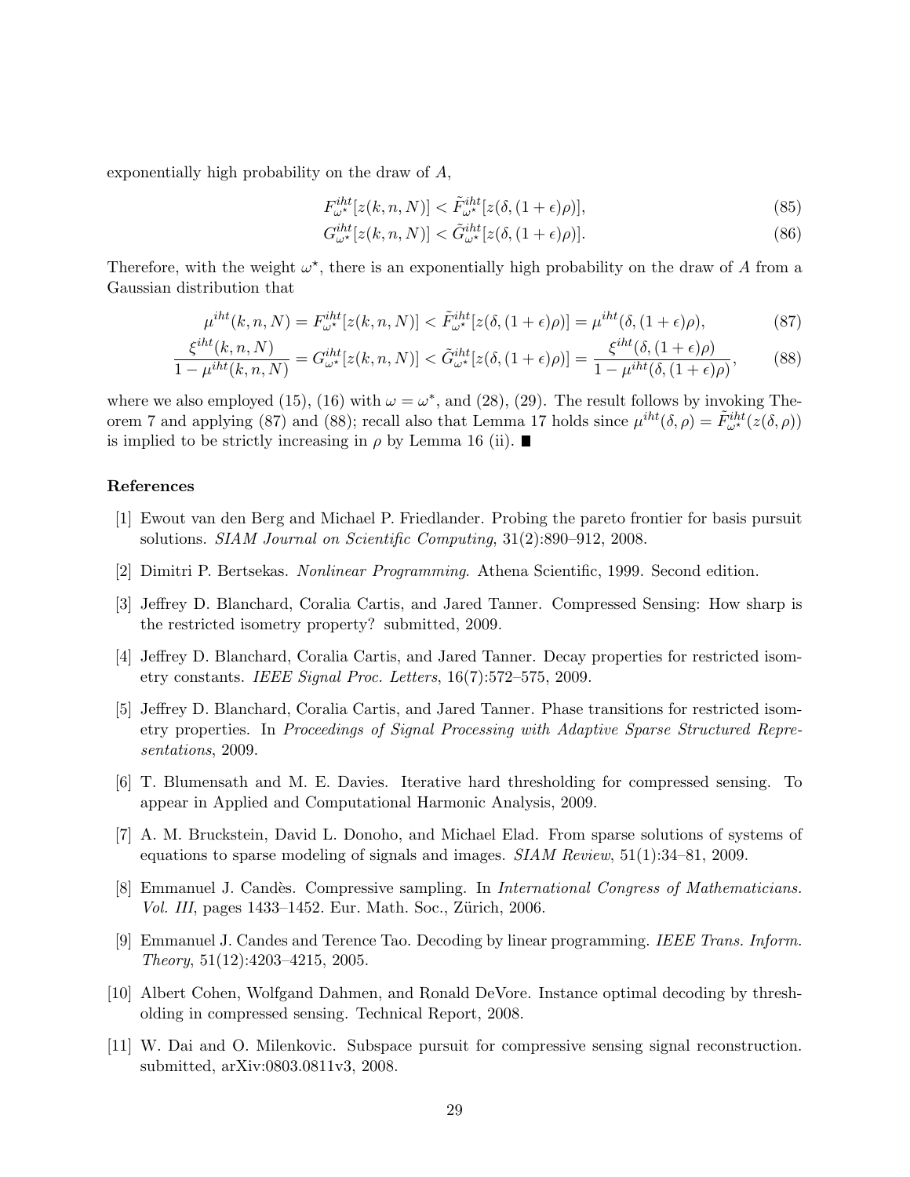exponentially high probability on the draw of $A$,

$$F^{iht}_{\omega^\star}[z(k,n,N)] < \tilde{F}^{iht}_{\omega^\star}[z(\delta,(1+\epsilon)\rho)], \tag{85}$$

$$G^{iht}_{\omega^\star}[z(k,n,N)] < \tilde{G}^{iht}_{\omega^\star}[z(\delta,(1+\epsilon)\rho)]. \tag{86}$$

Therefore, with the weight $\omega^\star$, there is an exponentially high probability on the draw of $A$ from a Gaussian distribution that

$$\mu^{iht}(k,n,N) = F^{iht}_{\omega^\star}[z(k,n,N)] < \tilde{F}^{iht}_{\omega^\star}[z(\delta,(1+\epsilon)\rho)] = \mu^{iht}(\delta,(1+\epsilon)\rho), \tag{87}$$

$$\frac{\xi^{iht}(k,n,N)}{1-\mu^{iht}(k,n,N)} = G^{iht}_{\omega^\star}[z(k,n,N)] < \tilde{G}^{iht}_{\omega^\star}[z(\delta,(1+\epsilon)\rho)] = \frac{\xi^{iht}(\delta,(1+\epsilon)\rho)}{1-\mu^{iht}(\delta,(1+\epsilon)\rho)}, \tag{88}$$

where we also employed (15), (16) with $\omega = \omega^*$, and (28), (29). The result follows by invoking Theorem 7 and applying (87) and (88); recall also that Lemma 17 holds since $\mu^{iht}(\delta,\rho) = \tilde{F}^{iht}_{\omega^\star}(z(\delta,\rho))$ is implied to be strictly increasing in $\rho$ by Lemma 16 (ii). ∎

## References

[1] Ewout van den Berg and Michael P. Friedlander. Probing the pareto frontier for basis pursuit solutions. *SIAM Journal on Scientific Computing*, 31(2):890–912, 2008.

[2] Dimitri P. Bertsekas. *Nonlinear Programming*. Athena Scientific, 1999. Second edition.

[3] Jeffrey D. Blanchard, Coralia Cartis, and Jared Tanner. Compressed Sensing: How sharp is the restricted isometry property? submitted, 2009.

[4] Jeffrey D. Blanchard, Coralia Cartis, and Jared Tanner. Decay properties for restricted isometry constants. *IEEE Signal Proc. Letters*, 16(7):572–575, 2009.

[5] Jeffrey D. Blanchard, Coralia Cartis, and Jared Tanner. Phase transitions for restricted isometry properties. In *Proceedings of Signal Processing with Adaptive Sparse Structured Representations*, 2009.

[6] T. Blumensath and M. E. Davies. Iterative hard thresholding for compressed sensing. To appear in Applied and Computational Harmonic Analysis, 2009.

[7] A. M. Bruckstein, David L. Donoho, and Michael Elad. From sparse solutions of systems of equations to sparse modeling of signals and images. *SIAM Review*, 51(1):34–81, 2009.

[8] Emmanuel J. Candès. Compressive sampling. In *International Congress of Mathematicians. Vol. III*, pages 1433–1452. Eur. Math. Soc., Zürich, 2006.

[9] Emmanuel J. Candes and Terence Tao. Decoding by linear programming. *IEEE Trans. Inform. Theory*, 51(12):4203–4215, 2005.

[10] Albert Cohen, Wolfgand Dahmen, and Ronald DeVore. Instance optimal decoding by thresholding in compressed sensing. Technical Report, 2008.

[11] W. Dai and O. Milenkovic. Subspace pursuit for compressive sensing signal reconstruction. submitted, arXiv:0803.0811v3, 2008.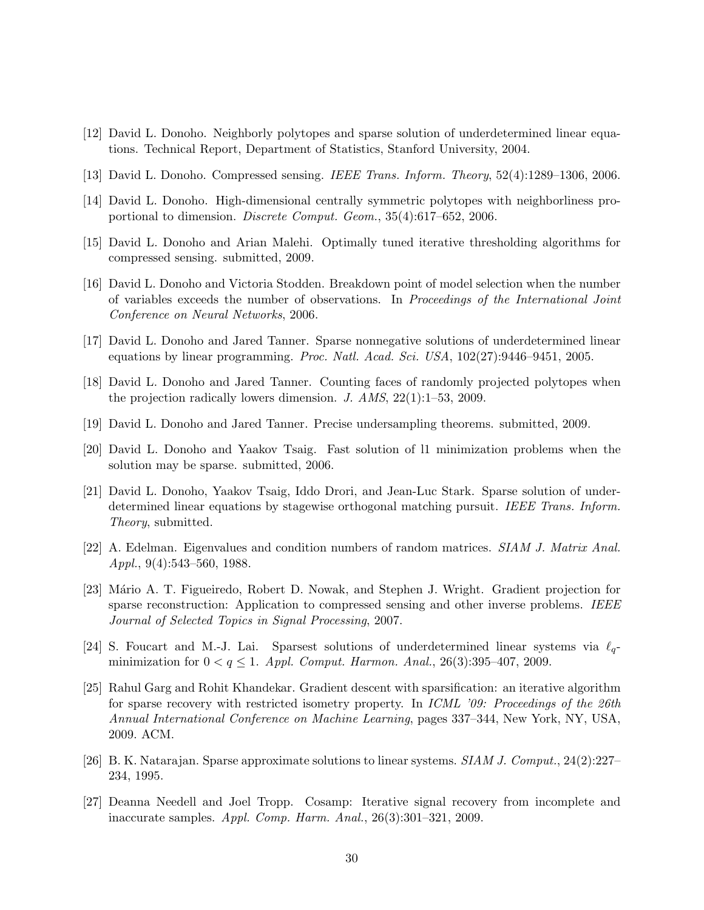[12] David L. Donoho. Neighborly polytopes and sparse solution of underdetermined linear equations. Technical Report, Department of Statistics, Stanford University, 2004.

[13] David L. Donoho. Compressed sensing. *IEEE Trans. Inform. Theory*, 52(4):1289–1306, 2006.

[14] David L. Donoho. High-dimensional centrally symmetric polytopes with neighborliness proportional to dimension. *Discrete Comput. Geom.*, 35(4):617–652, 2006.

[15] David L. Donoho and Arian Malehi. Optimally tuned iterative thresholding algorithms for compressed sensing. submitted, 2009.

[16] David L. Donoho and Victoria Stodden. Breakdown point of model selection when the number of variables exceeds the number of observations. In *Proceedings of the International Joint Conference on Neural Networks*, 2006.

[17] David L. Donoho and Jared Tanner. Sparse nonnegative solutions of underdetermined linear equations by linear programming. *Proc. Natl. Acad. Sci. USA*, 102(27):9446–9451, 2005.

[18] David L. Donoho and Jared Tanner. Counting faces of randomly projected polytopes when the projection radically lowers dimension. *J. AMS*, 22(1):1–53, 2009.

[19] David L. Donoho and Jared Tanner. Precise undersampling theorems. submitted, 2009.

[20] David L. Donoho and Yaakov Tsaig. Fast solution of l1 minimization problems when the solution may be sparse. submitted, 2006.

[21] David L. Donoho, Yaakov Tsaig, Iddo Drori, and Jean-Luc Stark. Sparse solution of underdetermined linear equations by stagewise orthogonal matching pursuit. *IEEE Trans. Inform. Theory*, submitted.

[22] A. Edelman. Eigenvalues and condition numbers of random matrices. *SIAM J. Matrix Anal. Appl.*, 9(4):543–560, 1988.

[23] Mário A. T. Figueiredo, Robert D. Nowak, and Stephen J. Wright. Gradient projection for sparse reconstruction: Application to compressed sensing and other inverse problems. *IEEE Journal of Selected Topics in Signal Processing*, 2007.

[24] S. Foucart and M.-J. Lai. Sparsest solutions of underdetermined linear systems via $\ell_q$-minimization for $0 < q \leq 1$. *Appl. Comput. Harmon. Anal.*, 26(3):395–407, 2009.

[25] Rahul Garg and Rohit Khandekar. Gradient descent with sparsification: an iterative algorithm for sparse recovery with restricted isometry property. In *ICML '09: Proceedings of the 26th Annual International Conference on Machine Learning*, pages 337–344, New York, NY, USA, 2009. ACM.

[26] B. K. Natarajan. Sparse approximate solutions to linear systems. *SIAM J. Comput.*, 24(2):227–234, 1995.

[27] Deanna Needell and Joel Tropp. Cosamp: Iterative signal recovery from incomplete and inaccurate samples. *Appl. Comp. Harm. Anal.*, 26(3):301–321, 2009.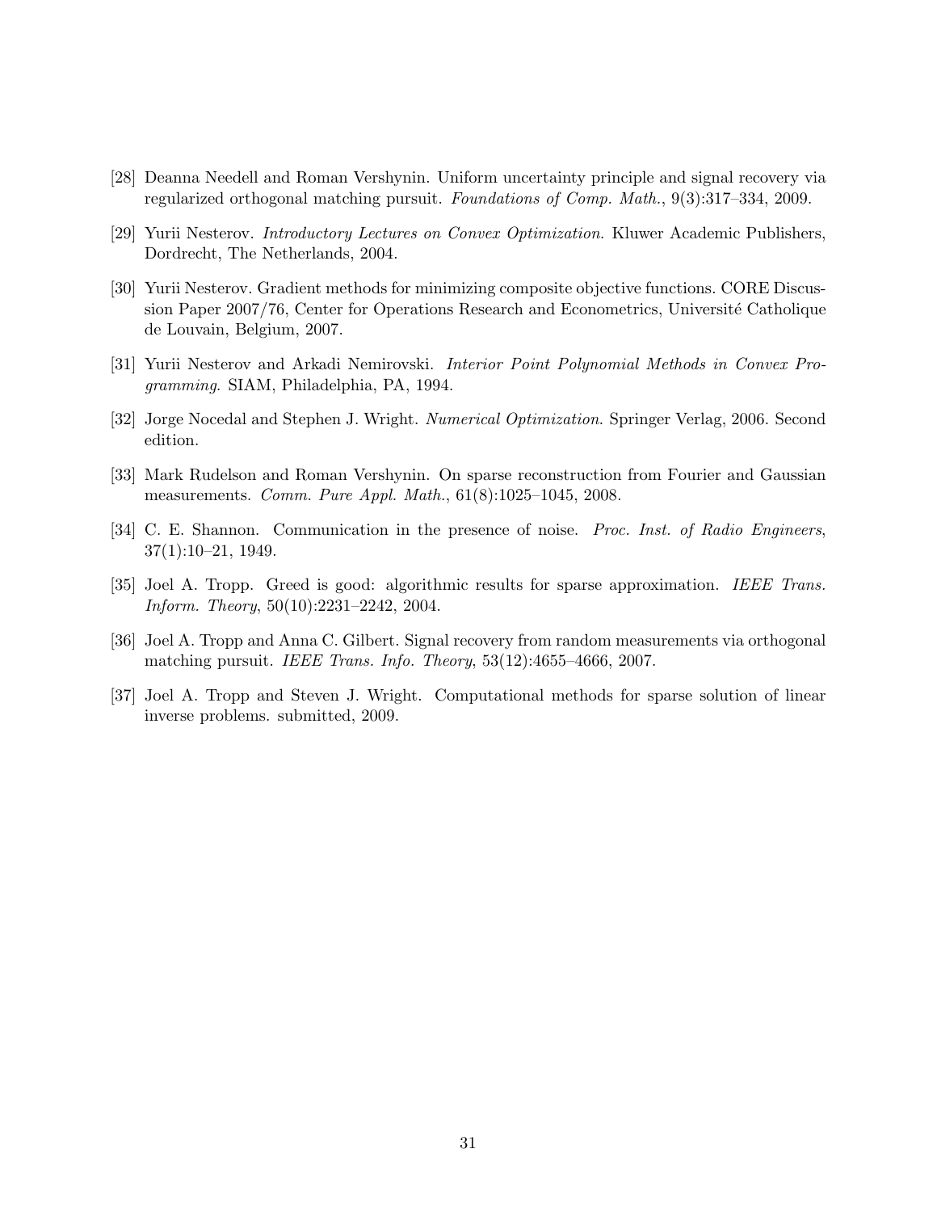[28] Deanna Needell and Roman Vershynin. Uniform uncertainty principle and signal recovery via regularized orthogonal matching pursuit. *Foundations of Comp. Math.*, 9(3):317–334, 2009.

[29] Yurii Nesterov. *Introductory Lectures on Convex Optimization*. Kluwer Academic Publishers, Dordrecht, The Netherlands, 2004.

[30] Yurii Nesterov. Gradient methods for minimizing composite objective functions. CORE Discussion Paper 2007/76, Center for Operations Research and Econometrics, Université Catholique de Louvain, Belgium, 2007.

[31] Yurii Nesterov and Arkadi Nemirovski. *Interior Point Polynomial Methods in Convex Programming*. SIAM, Philadelphia, PA, 1994.

[32] Jorge Nocedal and Stephen J. Wright. *Numerical Optimization*. Springer Verlag, 2006. Second edition.

[33] Mark Rudelson and Roman Vershynin. On sparse reconstruction from Fourier and Gaussian measurements. *Comm. Pure Appl. Math.*, 61(8):1025–1045, 2008.

[34] C. E. Shannon. Communication in the presence of noise. *Proc. Inst. of Radio Engineers*, 37(1):10–21, 1949.

[35] Joel A. Tropp. Greed is good: algorithmic results for sparse approximation. *IEEE Trans. Inform. Theory*, 50(10):2231–2242, 2004.

[36] Joel A. Tropp and Anna C. Gilbert. Signal recovery from random measurements via orthogonal matching pursuit. *IEEE Trans. Info. Theory*, 53(12):4655–4666, 2007.

[37] Joel A. Tropp and Steven J. Wright. Computational methods for sparse solution of linear inverse problems. submitted, 2009.